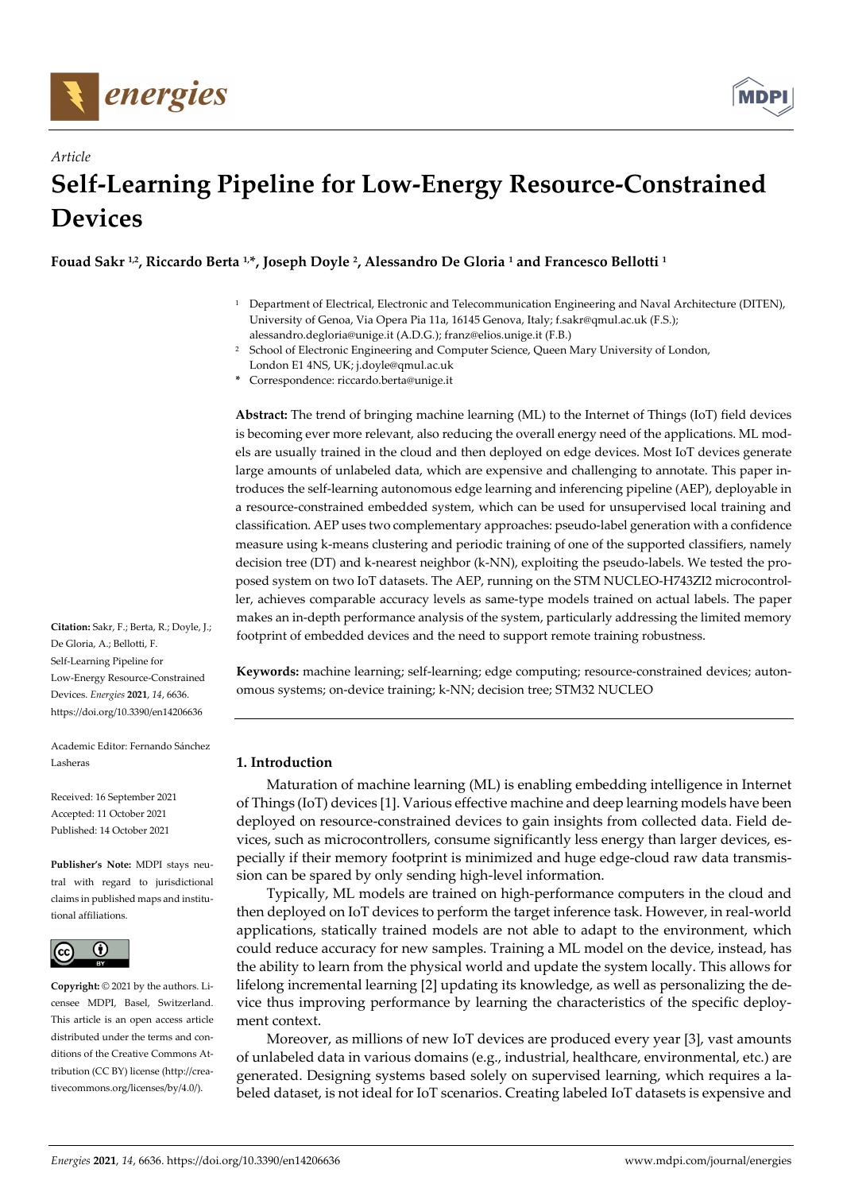*Article*

# Self-Learning Pipeline for Low-Energy Resource-Constrained Devices

**Fouad Sakr [1,2], Riccardo Berta [1,*], Joseph Doyle [2], Alessandro De Gloria [1] and Francesco Bellotti [1]**

[1] Department of Electrical, Electronic and Telecommunication Engineering and Naval Architecture (DITEN), University of Genoa, Via Opera Pia 11a, 16145 Genova, Italy; f.sakr@qmul.ac.uk (F.S.); alessandro.degloria@unige.it (A.D.G.); franz@elios.unige.it (F.B.)

[2] School of Electronic Engineering and Computer Science, Queen Mary University of London, London E1 4NS, UK; j.doyle@qmul.ac.uk

* Correspondence: riccardo.berta@unige.it

**Abstract:** The trend of bringing machine learning (ML) to the Internet of Things (IoT) field devices is becoming ever more relevant, also reducing the overall energy need of the applications. ML models are usually trained in the cloud and then deployed on edge devices. Most IoT devices generate large amounts of unlabeled data, which are expensive and challenging to annotate. This paper introduces the self-learning autonomous edge learning and inferencing pipeline (AEP), deployable in a resource-constrained embedded system, which can be used for unsupervised local training and classification. AEP uses two complementary approaches: pseudo-label generation with a confidence measure using k-means clustering and periodic training of one of the supported classifiers, namely decision tree (DT) and k-nearest neighbor (k-NN), exploiting the pseudo-labels. We tested the proposed system on two IoT datasets. The AEP, running on the STM NUCLEO-H743ZI2 microcontroller, achieves comparable accuracy levels as same-type models trained on actual labels. The paper makes an in-depth performance analysis of the system, particularly addressing the limited memory footprint of embedded devices and the need to support remote training robustness.

**Keywords:** machine learning; self-learning; edge computing; resource-constrained devices; autonomous systems; on-device training; k-NN; decision tree; STM32 NUCLEO

**Citation:** Sakr, F.; Berta, R.; Doyle, J.; De Gloria, A.; Bellotti, F. Self-Learning Pipeline for Low-Energy Resource-Constrained Devices. *Energies* **2021**, *14*, 6636. https://doi.org/10.3390/en14206636

Academic Editor: Fernando Sánchez Lasheras

Received: 16 September 2021
Accepted: 11 October 2021
Published: 14 October 2021

**Publisher's Note:** MDPI stays neutral with regard to jurisdictional claims in published maps and institutional affiliations.

**Copyright:** © 2021 by the authors. Licensee MDPI, Basel, Switzerland. This article is an open access article distributed under the terms and conditions of the Creative Commons Attribution (CC BY) license (http://creativecommons.org/licenses/by/4.0/).

## 1. Introduction

Maturation of machine learning (ML) is enabling embedding intelligence in Internet of Things (IoT) devices [1]. Various effective machine and deep learning models have been deployed on resource-constrained devices to gain insights from collected data. Field devices, such as microcontrollers, consume significantly less energy than larger devices, especially if their memory footprint is minimized and huge edge-cloud raw data transmission can be spared by only sending high-level information.

Typically, ML models are trained on high-performance computers in the cloud and then deployed on IoT devices to perform the target inference task. However, in real-world applications, statically trained models are not able to adapt to the environment, which could reduce accuracy for new samples. Training a ML model on the device, instead, has the ability to learn from the physical world and update the system locally. This allows for lifelong incremental learning [2] updating its knowledge, as well as personalizing the device thus improving performance by learning the characteristics of the specific deployment context.

Moreover, as millions of new IoT devices are produced every year [3], vast amounts of unlabeled data in various domains (e.g., industrial, healthcare, environmental, etc.) are generated. Designing systems based solely on supervised learning, which requires a labeled dataset, is not ideal for IoT scenarios. Creating labeled IoT datasets is expensive and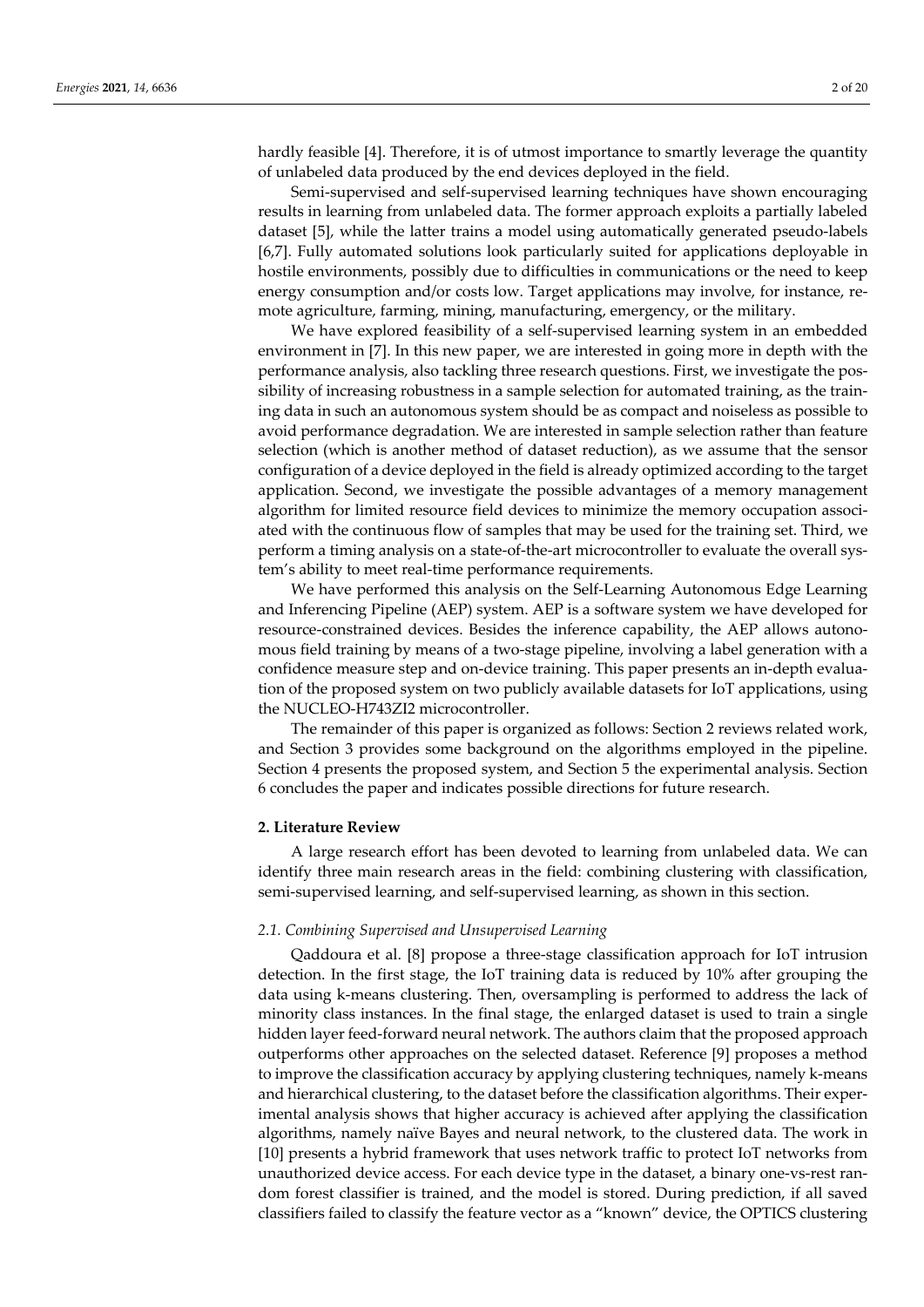hardly feasible [4]. Therefore, it is of utmost importance to smartly leverage the quantity of unlabeled data produced by the end devices deployed in the field.

Semi-supervised and self-supervised learning techniques have shown encouraging results in learning from unlabeled data. The former approach exploits a partially labeled dataset [5], while the latter trains a model using automatically generated pseudo-labels [6,7]. Fully automated solutions look particularly suited for applications deployable in hostile environments, possibly due to difficulties in communications or the need to keep energy consumption and/or costs low. Target applications may involve, for instance, remote agriculture, farming, mining, manufacturing, emergency, or the military.

We have explored feasibility of a self-supervised learning system in an embedded environment in [7]. In this new paper, we are interested in going more in depth with the performance analysis, also tackling three research questions. First, we investigate the possibility of increasing robustness in a sample selection for automated training, as the training data in such an autonomous system should be as compact and noiseless as possible to avoid performance degradation. We are interested in sample selection rather than feature selection (which is another method of dataset reduction), as we assume that the sensor configuration of a device deployed in the field is already optimized according to the target application. Second, we investigate the possible advantages of a memory management algorithm for limited resource field devices to minimize the memory occupation associated with the continuous flow of samples that may be used for the training set. Third, we perform a timing analysis on a state-of-the-art microcontroller to evaluate the overall system's ability to meet real-time performance requirements.

We have performed this analysis on the Self-Learning Autonomous Edge Learning and Inferencing Pipeline (AEP) system. AEP is a software system we have developed for resource-constrained devices. Besides the inference capability, the AEP allows autonomous field training by means of a two-stage pipeline, involving a label generation with a confidence measure step and on-device training. This paper presents an in-depth evaluation of the proposed system on two publicly available datasets for IoT applications, using the NUCLEO-H743ZI2 microcontroller.

The remainder of this paper is organized as follows: Section 2 reviews related work, and Section 3 provides some background on the algorithms employed in the pipeline. Section 4 presents the proposed system, and Section 5 the experimental analysis. Section 6 concludes the paper and indicates possible directions for future research.

## 2. Literature Review

A large research effort has been devoted to learning from unlabeled data. We can identify three main research areas in the field: combining clustering with classification, semi-supervised learning, and self-supervised learning, as shown in this section.

### 2.1. Combining Supervised and Unsupervised Learning

Qaddoura et al. [8] propose a three-stage classification approach for IoT intrusion detection. In the first stage, the IoT training data is reduced by 10% after grouping the data using k-means clustering. Then, oversampling is performed to address the lack of minority class instances. In the final stage, the enlarged dataset is used to train a single hidden layer feed-forward neural network. The authors claim that the proposed approach outperforms other approaches on the selected dataset. Reference [9] proposes a method to improve the classification accuracy by applying clustering techniques, namely k-means and hierarchical clustering, to the dataset before the classification algorithms. Their experimental analysis shows that higher accuracy is achieved after applying the classification algorithms, namely naïve Bayes and neural network, to the clustered data. The work in [10] presents a hybrid framework that uses network traffic to protect IoT networks from unauthorized device access. For each device type in the dataset, a binary one-vs-rest random forest classifier is trained, and the model is stored. During prediction, if all saved classifiers failed to classify the feature vector as a "known" device, the OPTICS clustering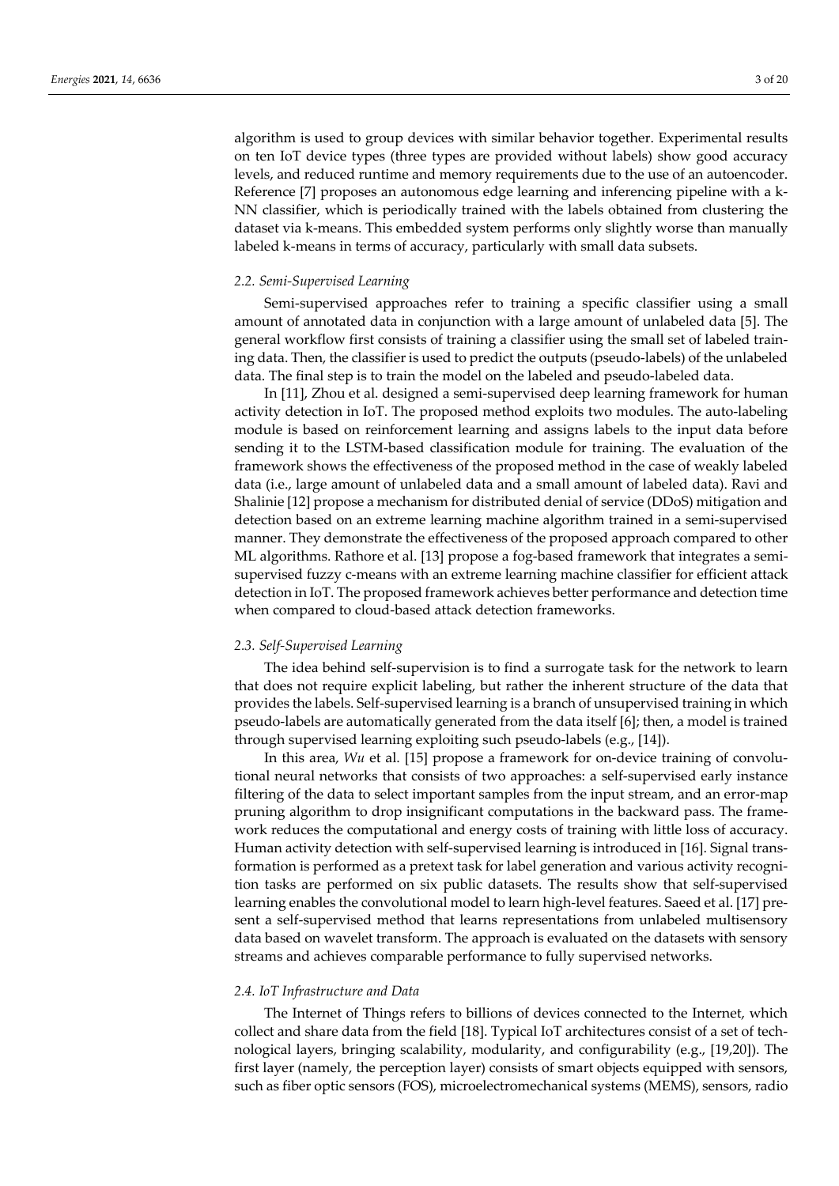algorithm is used to group devices with similar behavior together. Experimental results on ten IoT device types (three types are provided without labels) show good accuracy levels, and reduced runtime and memory requirements due to the use of an autoencoder. Reference [7] proposes an autonomous edge learning and inferencing pipeline with a k-NN classifier, which is periodically trained with the labels obtained from clustering the dataset via k-means. This embedded system performs only slightly worse than manually labeled k-means in terms of accuracy, particularly with small data subsets.

### *2.2. Semi-Supervised Learning*

Semi-supervised approaches refer to training a specific classifier using a small amount of annotated data in conjunction with a large amount of unlabeled data [5]. The general workflow first consists of training a classifier using the small set of labeled training data. Then, the classifier is used to predict the outputs (pseudo-labels) of the unlabeled data. The final step is to train the model on the labeled and pseudo-labeled data.

In [11], Zhou et al. designed a semi-supervised deep learning framework for human activity detection in IoT. The proposed method exploits two modules. The auto-labeling module is based on reinforcement learning and assigns labels to the input data before sending it to the LSTM-based classification module for training. The evaluation of the framework shows the effectiveness of the proposed method in the case of weakly labeled data (i.e., large amount of unlabeled data and a small amount of labeled data). Ravi and Shalinie [12] propose a mechanism for distributed denial of service (DDoS) mitigation and detection based on an extreme learning machine algorithm trained in a semi-supervised manner. They demonstrate the effectiveness of the proposed approach compared to other ML algorithms. Rathore et al. [13] propose a fog-based framework that integrates a semi-supervised fuzzy c-means with an extreme learning machine classifier for efficient attack detection in IoT. The proposed framework achieves better performance and detection time when compared to cloud-based attack detection frameworks.

### *2.3. Self-Supervised Learning*

The idea behind self-supervision is to find a surrogate task for the network to learn that does not require explicit labeling, but rather the inherent structure of the data that provides the labels. Self-supervised learning is a branch of unsupervised training in which pseudo-labels are automatically generated from the data itself [6]; then, a model is trained through supervised learning exploiting such pseudo-labels (e.g., [14]).

In this area, *Wu* et al. [15] propose a framework for on-device training of convolutional neural networks that consists of two approaches: a self-supervised early instance filtering of the data to select important samples from the input stream, and an error-map pruning algorithm to drop insignificant computations in the backward pass. The framework reduces the computational and energy costs of training with little loss of accuracy. Human activity detection with self-supervised learning is introduced in [16]. Signal transformation is performed as a pretext task for label generation and various activity recognition tasks are performed on six public datasets. The results show that self-supervised learning enables the convolutional model to learn high-level features. Saeed et al. [17] present a self-supervised method that learns representations from unlabeled multisensory data based on wavelet transform. The approach is evaluated on the datasets with sensory streams and achieves comparable performance to fully supervised networks.

### *2.4. IoT Infrastructure and Data*

The Internet of Things refers to billions of devices connected to the Internet, which collect and share data from the field [18]. Typical IoT architectures consist of a set of technological layers, bringing scalability, modularity, and configurability (e.g., [19,20]). The first layer (namely, the perception layer) consists of smart objects equipped with sensors, such as fiber optic sensors (FOS), microelectromechanical systems (MEMS), sensors, radio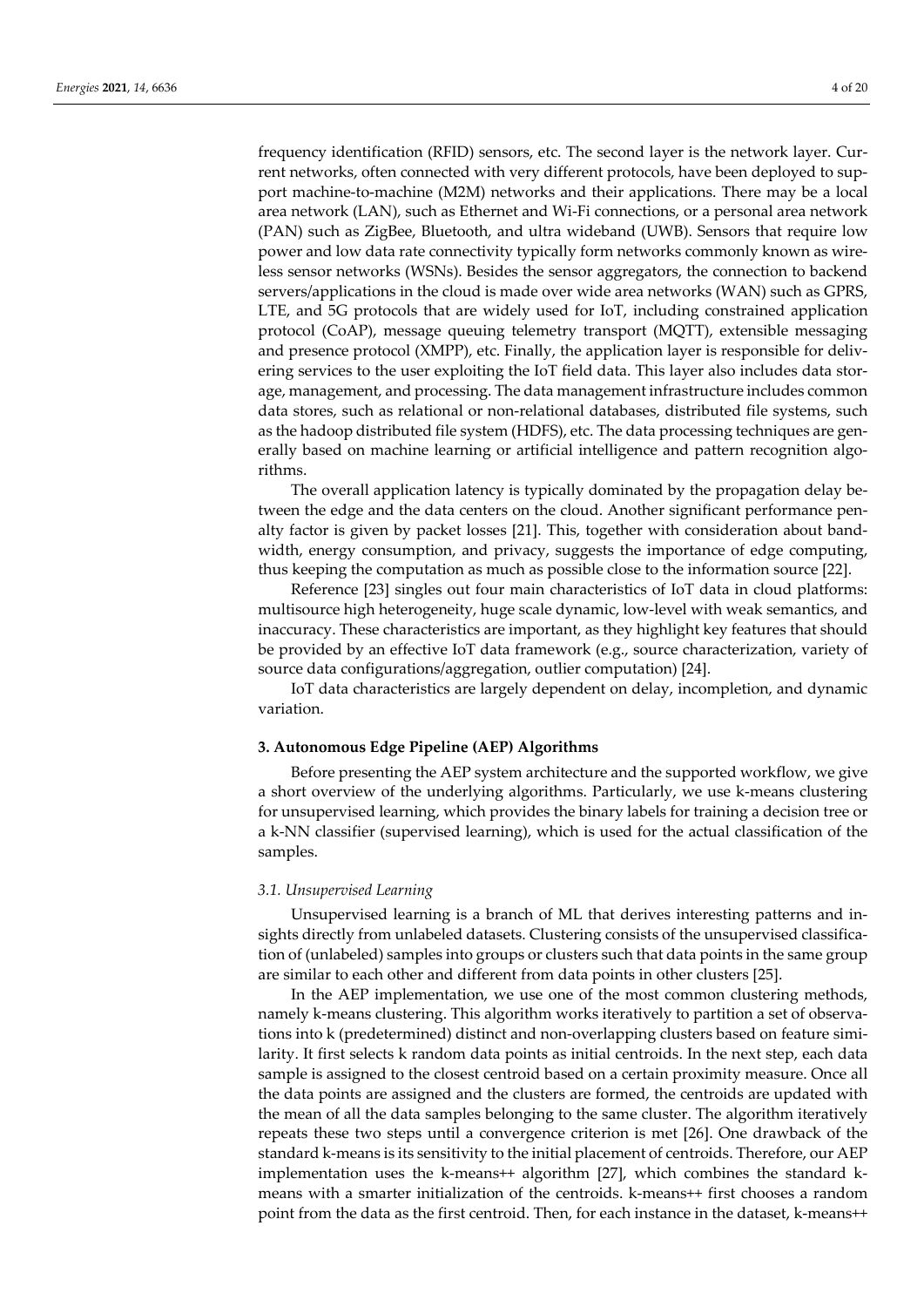frequency identification (RFID) sensors, etc. The second layer is the network layer. Current networks, often connected with very different protocols, have been deployed to support machine-to-machine (M2M) networks and their applications. There may be a local area network (LAN), such as Ethernet and Wi-Fi connections, or a personal area network (PAN) such as ZigBee, Bluetooth, and ultra wideband (UWB). Sensors that require low power and low data rate connectivity typically form networks commonly known as wireless sensor networks (WSNs). Besides the sensor aggregators, the connection to backend servers/applications in the cloud is made over wide area networks (WAN) such as GPRS, LTE, and 5G protocols that are widely used for IoT, including constrained application protocol (CoAP), message queuing telemetry transport (MQTT), extensible messaging and presence protocol (XMPP), etc. Finally, the application layer is responsible for delivering services to the user exploiting the IoT field data. This layer also includes data storage, management, and processing. The data management infrastructure includes common data stores, such as relational or non-relational databases, distributed file systems, such as the hadoop distributed file system (HDFS), etc. The data processing techniques are generally based on machine learning or artificial intelligence and pattern recognition algorithms.

The overall application latency is typically dominated by the propagation delay between the edge and the data centers on the cloud. Another significant performance penalty factor is given by packet losses [21]. This, together with consideration about bandwidth, energy consumption, and privacy, suggests the importance of edge computing, thus keeping the computation as much as possible close to the information source [22].

Reference [23] singles out four main characteristics of IoT data in cloud platforms: multisource high heterogeneity, huge scale dynamic, low-level with weak semantics, and inaccuracy. These characteristics are important, as they highlight key features that should be provided by an effective IoT data framework (e.g., source characterization, variety of source data configurations/aggregation, outlier computation) [24].

IoT data characteristics are largely dependent on delay, incompletion, and dynamic variation.

## 3. Autonomous Edge Pipeline (AEP) Algorithms

Before presenting the AEP system architecture and the supported workflow, we give a short overview of the underlying algorithms. Particularly, we use k-means clustering for unsupervised learning, which provides the binary labels for training a decision tree or a k-NN classifier (supervised learning), which is used for the actual classification of the samples.

### *3.1. Unsupervised Learning*

Unsupervised learning is a branch of ML that derives interesting patterns and insights directly from unlabeled datasets. Clustering consists of the unsupervised classification of (unlabeled) samples into groups or clusters such that data points in the same group are similar to each other and different from data points in other clusters [25].

In the AEP implementation, we use one of the most common clustering methods, namely k-means clustering. This algorithm works iteratively to partition a set of observations into k (predetermined) distinct and non-overlapping clusters based on feature similarity. It first selects k random data points as initial centroids. In the next step, each data sample is assigned to the closest centroid based on a certain proximity measure. Once all the data points are assigned and the clusters are formed, the centroids are updated with the mean of all the data samples belonging to the same cluster. The algorithm iteratively repeats these two steps until a convergence criterion is met [26]. One drawback of the standard k-means is its sensitivity to the initial placement of centroids. Therefore, our AEP implementation uses the k-means++ algorithm [27], which combines the standard k-means with a smarter initialization of the centroids. k-means++ first chooses a random point from the data as the first centroid. Then, for each instance in the dataset, k-means++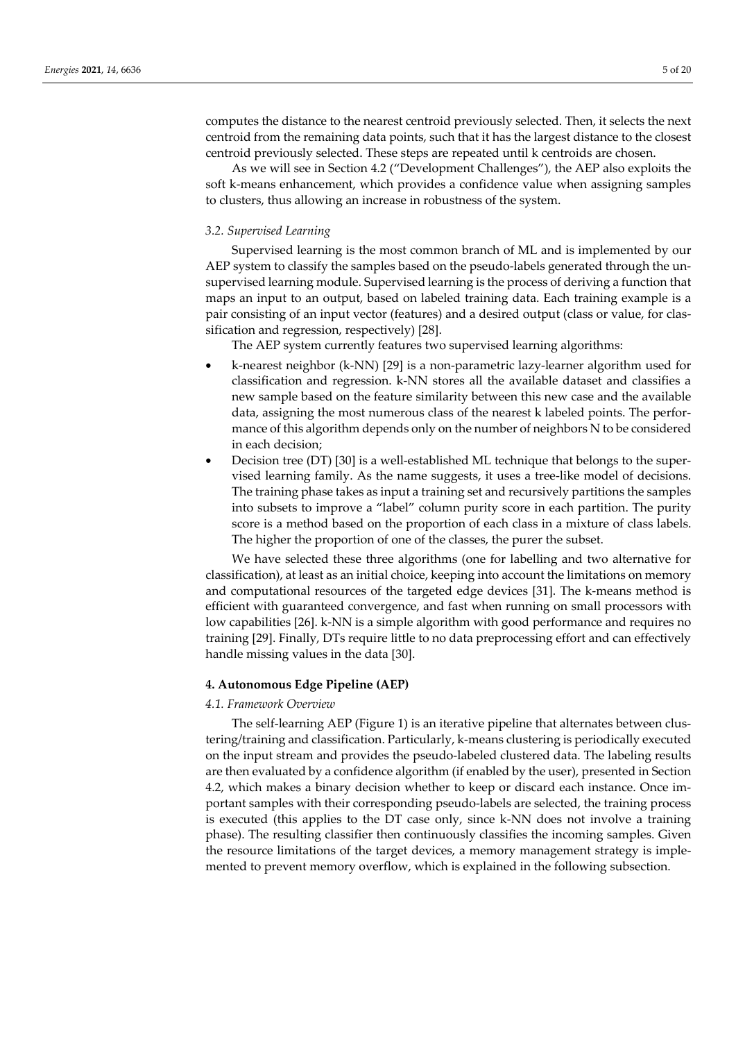computes the distance to the nearest centroid previously selected. Then, it selects the next centroid from the remaining data points, such that it has the largest distance to the closest centroid previously selected. These steps are repeated until k centroids are chosen.

As we will see in Section 4.2 ("Development Challenges"), the AEP also exploits the soft k-means enhancement, which provides a confidence value when assigning samples to clusters, thus allowing an increase in robustness of the system.

### *3.2. Supervised Learning*

Supervised learning is the most common branch of ML and is implemented by our AEP system to classify the samples based on the pseudo-labels generated through the unsupervised learning module. Supervised learning is the process of deriving a function that maps an input to an output, based on labeled training data. Each training example is a pair consisting of an input vector (features) and a desired output (class or value, for classification and regression, respectively) [28].

The AEP system currently features two supervised learning algorithms:

- k-nearest neighbor (k-NN) [29] is a non-parametric lazy-learner algorithm used for classification and regression. k-NN stores all the available dataset and classifies a new sample based on the feature similarity between this new case and the available data, assigning the most numerous class of the nearest k labeled points. The performance of this algorithm depends only on the number of neighbors N to be considered in each decision;
- Decision tree (DT) [30] is a well-established ML technique that belongs to the supervised learning family. As the name suggests, it uses a tree-like model of decisions. The training phase takes as input a training set and recursively partitions the samples into subsets to improve a "label" column purity score in each partition. The purity score is a method based on the proportion of each class in a mixture of class labels. The higher the proportion of one of the classes, the purer the subset.

We have selected these three algorithms (one for labelling and two alternative for classification), at least as an initial choice, keeping into account the limitations on memory and computational resources of the targeted edge devices [31]. The k-means method is efficient with guaranteed convergence, and fast when running on small processors with low capabilities [26]. k-NN is a simple algorithm with good performance and requires no training [29]. Finally, DTs require little to no data preprocessing effort and can effectively handle missing values in the data [30].

## **4. Autonomous Edge Pipeline (AEP)**

### *4.1. Framework Overview*

The self-learning AEP (Figure 1) is an iterative pipeline that alternates between clustering/training and classification. Particularly, k-means clustering is periodically executed on the input stream and provides the pseudo-labeled clustered data. The labeling results are then evaluated by a confidence algorithm (if enabled by the user), presented in Section 4.2, which makes a binary decision whether to keep or discard each instance. Once important samples with their corresponding pseudo-labels are selected, the training process is executed (this applies to the DT case only, since k-NN does not involve a training phase). The resulting classifier then continuously classifies the incoming samples. Given the resource limitations of the target devices, a memory management strategy is implemented to prevent memory overflow, which is explained in the following subsection.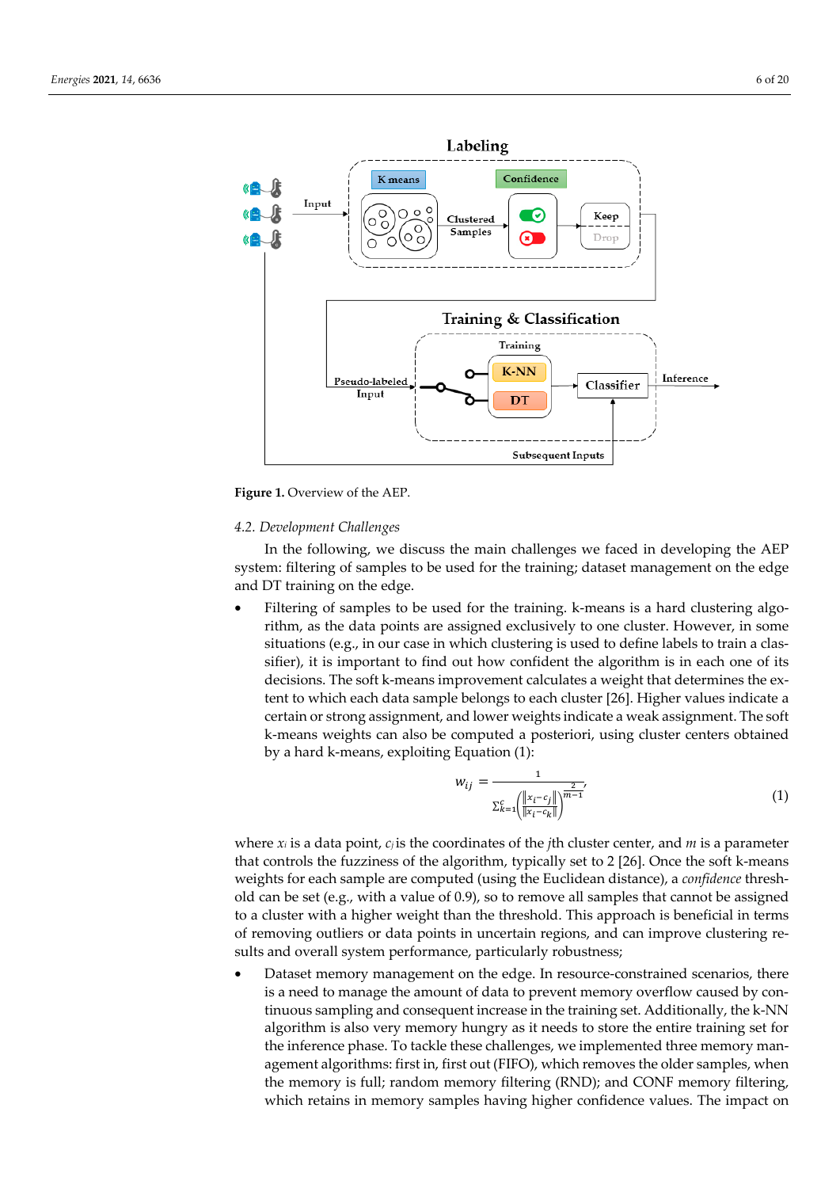Figure 1. Overview of the AEP.

### 4.2. Development Challenges

In the following, we discuss the main challenges we faced in developing the AEP system: filtering of samples to be used for the training; dataset management on the edge and DT training on the edge.

- Filtering of samples to be used for the training. k-means is a hard clustering algorithm, as the data points are assigned exclusively to one cluster. However, in some situations (e.g., in our case in which clustering is used to define labels to train a classifier), it is important to find out how confident the algorithm is in each one of its decisions. The soft k-means improvement calculates a weight that determines the extent to which each data sample belongs to each cluster [26]. Higher values indicate a certain or strong assignment, and lower weights indicate a weak assignment. The soft k-means weights can also be computed a posteriori, using cluster centers obtained by a hard k-means, exploiting Equation (1):

$$w_{ij} = \frac{1}{\sum_{k=1}^{c}\left(\frac{\|x_i - c_j\|}{\|x_i - c_k\|}\right)^{\frac{2}{m-1}}}, \quad (1)$$

where $x_i$ is a data point, $c_j$ is the coordinates of the $j$th cluster center, and $m$ is a parameter that controls the fuzziness of the algorithm, typically set to 2 [26]. Once the soft k-means weights for each sample are computed (using the Euclidean distance), a *confidence* threshold can be set (e.g., with a value of 0.9), so to remove all samples that cannot be assigned to a cluster with a higher weight than the threshold. This approach is beneficial in terms of removing outliers or data points in uncertain regions, and can improve clustering results and overall system performance, particularly robustness;

- Dataset memory management on the edge. In resource-constrained scenarios, there is a need to manage the amount of data to prevent memory overflow caused by continuous sampling and consequent increase in the training set. Additionally, the k-NN algorithm is also very memory hungry as it needs to store the entire training set for the inference phase. To tackle these challenges, we implemented three memory management algorithms: first in, first out (FIFO), which removes the older samples, when the memory is full; random memory filtering (RND); and CONF memory filtering, which retains in memory samples having higher confidence values. The impact on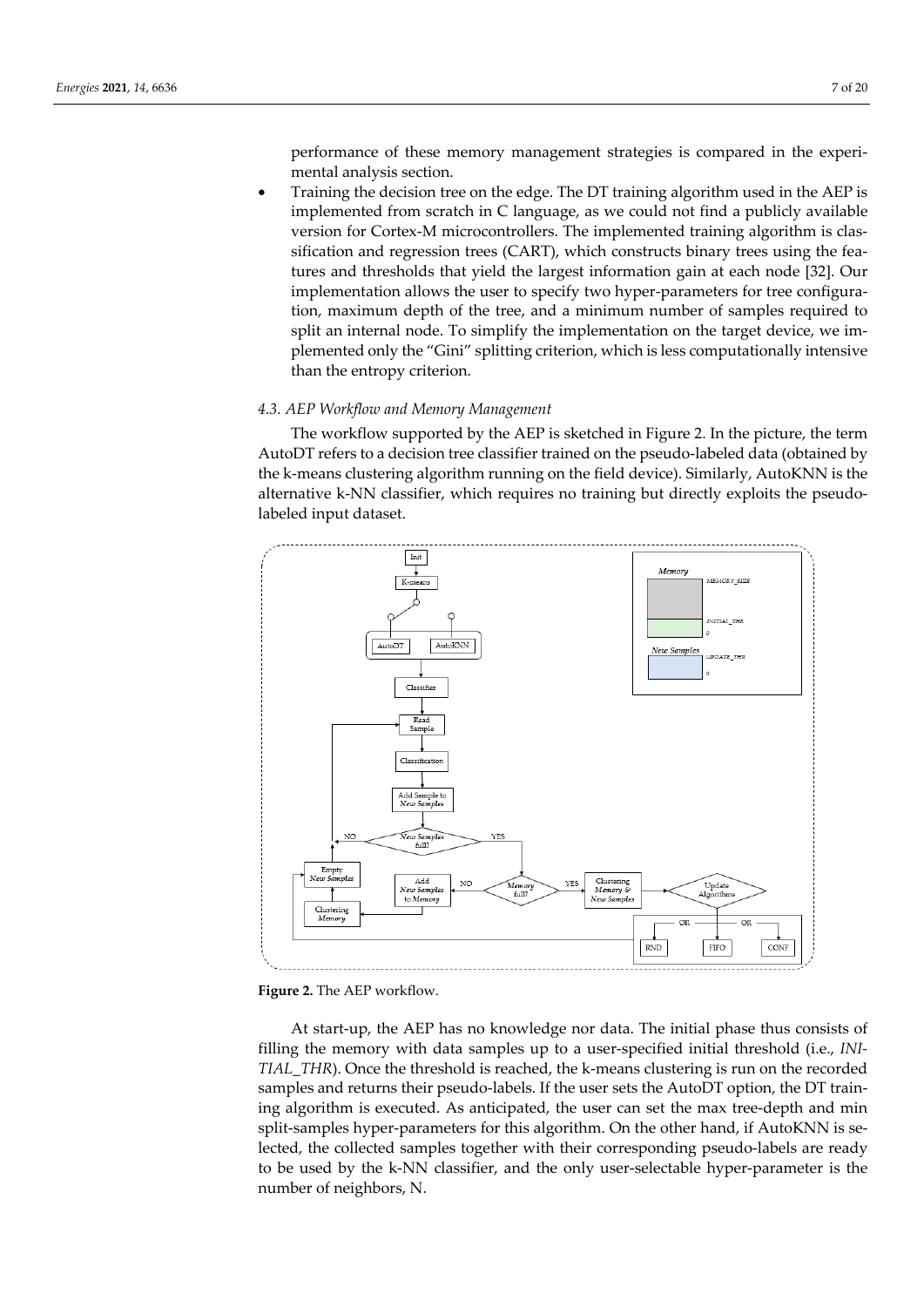performance of these memory management strategies is compared in the experimental analysis section.

- Training the decision tree on the edge. The DT training algorithm used in the AEP is implemented from scratch in C language, as we could not find a publicly available version for Cortex-M microcontrollers. The implemented training algorithm is classification and regression trees (CART), which constructs binary trees using the features and thresholds that yield the largest information gain at each node [32]. Our implementation allows the user to specify two hyper-parameters for tree configuration, maximum depth of the tree, and a minimum number of samples required to split an internal node. To simplify the implementation on the target device, we implemented only the "Gini" splitting criterion, which is less computationally intensive than the entropy criterion.

### *4.3. AEP Workflow and Memory Management*

The workflow supported by the AEP is sketched in Figure 2. In the picture, the term AutoDT refers to a decision tree classifier trained on the pseudo-labeled data (obtained by the k-means clustering algorithm running on the field device). Similarly, AutoKNN is the alternative k-NN classifier, which requires no training but directly exploits the pseudo-labeled input dataset.

**Figure 2.** The AEP workflow.

At start-up, the AEP has no knowledge nor data. The initial phase thus consists of filling the memory with data samples up to a user-specified initial threshold (i.e., *INITIAL_THR*). Once the threshold is reached, the k-means clustering is run on the recorded samples and returns their pseudo-labels. If the user sets the AutoDT option, the DT training algorithm is executed. As anticipated, the user can set the max tree-depth and min split-samples hyper-parameters for this algorithm. On the other hand, if AutoKNN is selected, the collected samples together with their corresponding pseudo-labels are ready to be used by the k-NN classifier, and the only user-selectable hyper-parameter is the number of neighbors, N.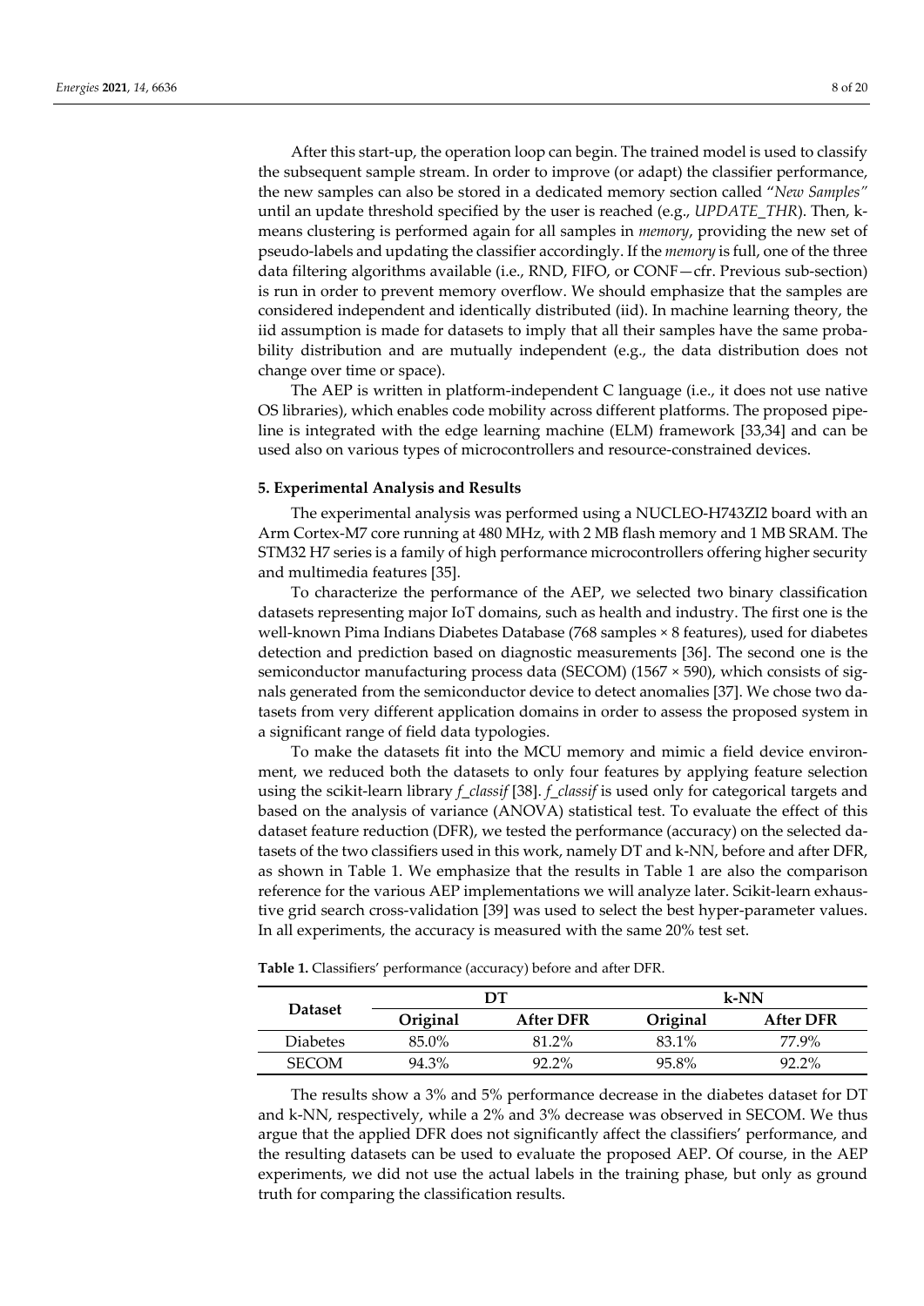After this start-up, the operation loop can begin. The trained model is used to classify the subsequent sample stream. In order to improve (or adapt) the classifier performance, the new samples can also be stored in a dedicated memory section called "*New Samples*" until an update threshold specified by the user is reached (e.g., *UPDATE_THR*). Then, k-means clustering is performed again for all samples in *memory*, providing the new set of pseudo-labels and updating the classifier accordingly. If the *memory* is full, one of the three data filtering algorithms available (i.e., RND, FIFO, or CONF—cfr. Previous sub-section) is run in order to prevent memory overflow. We should emphasize that the samples are considered independent and identically distributed (iid). In machine learning theory, the iid assumption is made for datasets to imply that all their samples have the same probability distribution and are mutually independent (e.g., the data distribution does not change over time or space).

The AEP is written in platform-independent C language (i.e., it does not use native OS libraries), which enables code mobility across different platforms. The proposed pipeline is integrated with the edge learning machine (ELM) framework [33,34] and can be used also on various types of microcontrollers and resource-constrained devices.

## 5. Experimental Analysis and Results

The experimental analysis was performed using a NUCLEO-H743ZI2 board with an Arm Cortex-M7 core running at 480 MHz, with 2 MB flash memory and 1 MB SRAM. The STM32 H7 series is a family of high performance microcontrollers offering higher security and multimedia features [35].

To characterize the performance of the AEP, we selected two binary classification datasets representing major IoT domains, such as health and industry. The first one is the well-known Pima Indians Diabetes Database (768 samples × 8 features), used for diabetes detection and prediction based on diagnostic measurements [36]. The second one is the semiconductor manufacturing process data (SECOM) (1567 × 590), which consists of signals generated from the semiconductor device to detect anomalies [37]. We chose two datasets from very different application domains in order to assess the proposed system in a significant range of field data typologies.

To make the datasets fit into the MCU memory and mimic a field device environment, we reduced both the datasets to only four features by applying feature selection using the scikit-learn library *f_classif* [38]. *f_classif* is used only for categorical targets and based on the analysis of variance (ANOVA) statistical test. To evaluate the effect of this dataset feature reduction (DFR), we tested the performance (accuracy) on the selected datasets of the two classifiers used in this work, namely DT and k-NN, before and after DFR, as shown in Table 1. We emphasize that the results in Table 1 are also the comparison reference for the various AEP implementations we will analyze later. Scikit-learn exhaustive grid search cross-validation [39] was used to select the best hyper-parameter values. In all experiments, the accuracy is measured with the same 20% test set.

**Table 1.** Classifiers' performance (accuracy) before and after DFR.

| Dataset | DT | | k-NN | |
|---|---|---|---|---|
| | **Original** | **After DFR** | **Original** | **After DFR** |
| Diabetes | 85.0% | 81.2% | 83.1% | 77.9% |
| SECOM | 94.3% | 92.2% | 95.8% | 92.2% |

The results show a 3% and 5% performance decrease in the diabetes dataset for DT and k-NN, respectively, while a 2% and 3% decrease was observed in SECOM. We thus argue that the applied DFR does not significantly affect the classifiers' performance, and the resulting datasets can be used to evaluate the proposed AEP. Of course, in the AEP experiments, we did not use the actual labels in the training phase, but only as ground truth for comparing the classification results.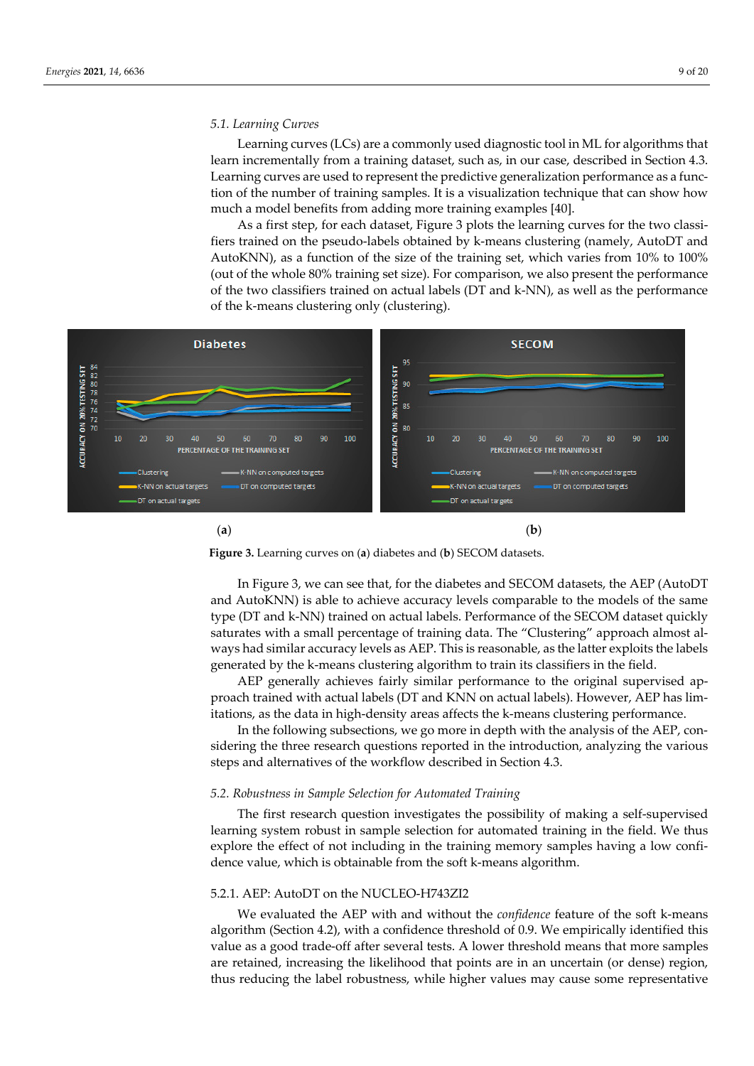### 5.1. Learning Curves

Learning curves (LCs) are a commonly used diagnostic tool in ML for algorithms that learn incrementally from a training dataset, such as, in our case, described in Section 4.3. Learning curves are used to represent the predictive generalization performance as a function of the number of training samples. It is a visualization technique that can show how much a model benefits from adding more training examples [40].

As a first step, for each dataset, Figure 3 plots the learning curves for the two classifiers trained on the pseudo-labels obtained by k-means clustering (namely, AutoDT and AutoKNN), as a function of the size of the training set, which varies from 10% to 100% (out of the whole 80% training set size). For comparison, we also present the performance of the two classifiers trained on actual labels (DT and k-NN), as well as the performance of the k-means clustering only (clustering).

(**a**) (**b**)

**Figure 3.** Learning curves on (**a**) diabetes and (**b**) SECOM datasets.

In Figure 3, we can see that, for the diabetes and SECOM datasets, the AEP (AutoDT and AutoKNN) is able to achieve accuracy levels comparable to the models of the same type (DT and k-NN) trained on actual labels. Performance of the SECOM dataset quickly saturates with a small percentage of training data. The "Clustering" approach almost always had similar accuracy levels as AEP. This is reasonable, as the latter exploits the labels generated by the k-means clustering algorithm to train its classifiers in the field.

AEP generally achieves fairly similar performance to the original supervised approach trained with actual labels (DT and KNN on actual labels). However, AEP has limitations, as the data in high-density areas affects the k-means clustering performance.

In the following subsections, we go more in depth with the analysis of the AEP, considering the three research questions reported in the introduction, analyzing the various steps and alternatives of the workflow described in Section 4.3.

### 5.2. Robustness in Sample Selection for Automated Training

The first research question investigates the possibility of making a self-supervised learning system robust in sample selection for automated training in the field. We thus explore the effect of not including in the training memory samples having a low confidence value, which is obtainable from the soft k-means algorithm.

#### 5.2.1. AEP: AutoDT on the NUCLEO-H743ZI2

We evaluated the AEP with and without the *confidence* feature of the soft k-means algorithm (Section 4.2), with a confidence threshold of 0.9. We empirically identified this value as a good trade-off after several tests. A lower threshold means that more samples are retained, increasing the likelihood that points are in an uncertain (or dense) region, thus reducing the label robustness, while higher values may cause some representative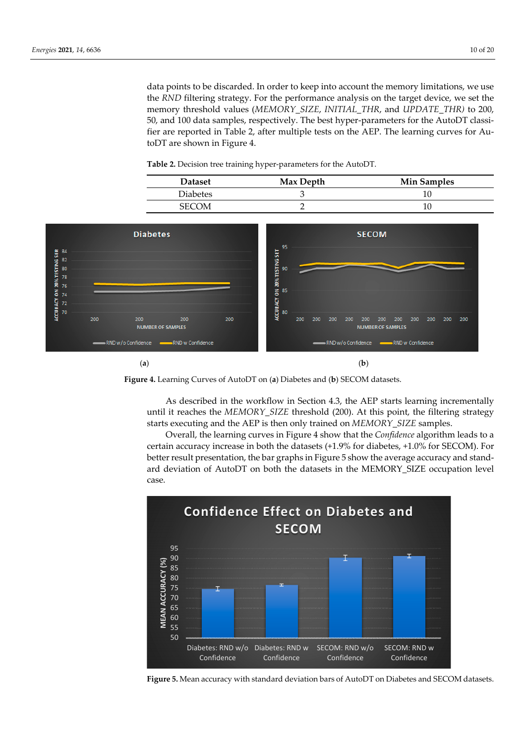data points to be discarded. In order to keep into account the memory limitations, we use the *RND* filtering strategy. For the performance analysis on the target device, we set the memory threshold values (*MEMORY_SIZE*, *INITIAL_THR*, and *UPDATE_THR)* to 200, 50, and 100 data samples, respectively. The best hyper-parameters for the AutoDT classifier are reported in Table 2, after multiple tests on the AEP. The learning curves for AutoDT are shown in Figure 4.

**Table 2.** Decision tree training hyper-parameters for the AutoDT.

| Dataset | Max Depth | Min Samples |
|---|---|---|
| Diabetes | 3 | 10 |
| SECOM | 2 | 10 |

(**a**) (**b**)

**Figure 4.** Learning Curves of AutoDT on (**a**) Diabetes and (**b**) SECOM datasets.

As described in the workflow in Section 4.3, the AEP starts learning incrementally until it reaches the *MEMORY_SIZE* threshold (200). At this point, the filtering strategy starts executing and the AEP is then only trained on *MEMORY_SIZE* samples.

Overall, the learning curves in Figure 4 show that the *Confidence* algorithm leads to a certain accuracy increase in both the datasets (+1.9% for diabetes, +1.0% for SECOM). For better result presentation, the bar graphs in Figure 5 show the average accuracy and standard deviation of AutoDT on both the datasets in the MEMORY_SIZE occupation level case.

**Figure 5.** Mean accuracy with standard deviation bars of AutoDT on Diabetes and SECOM datasets.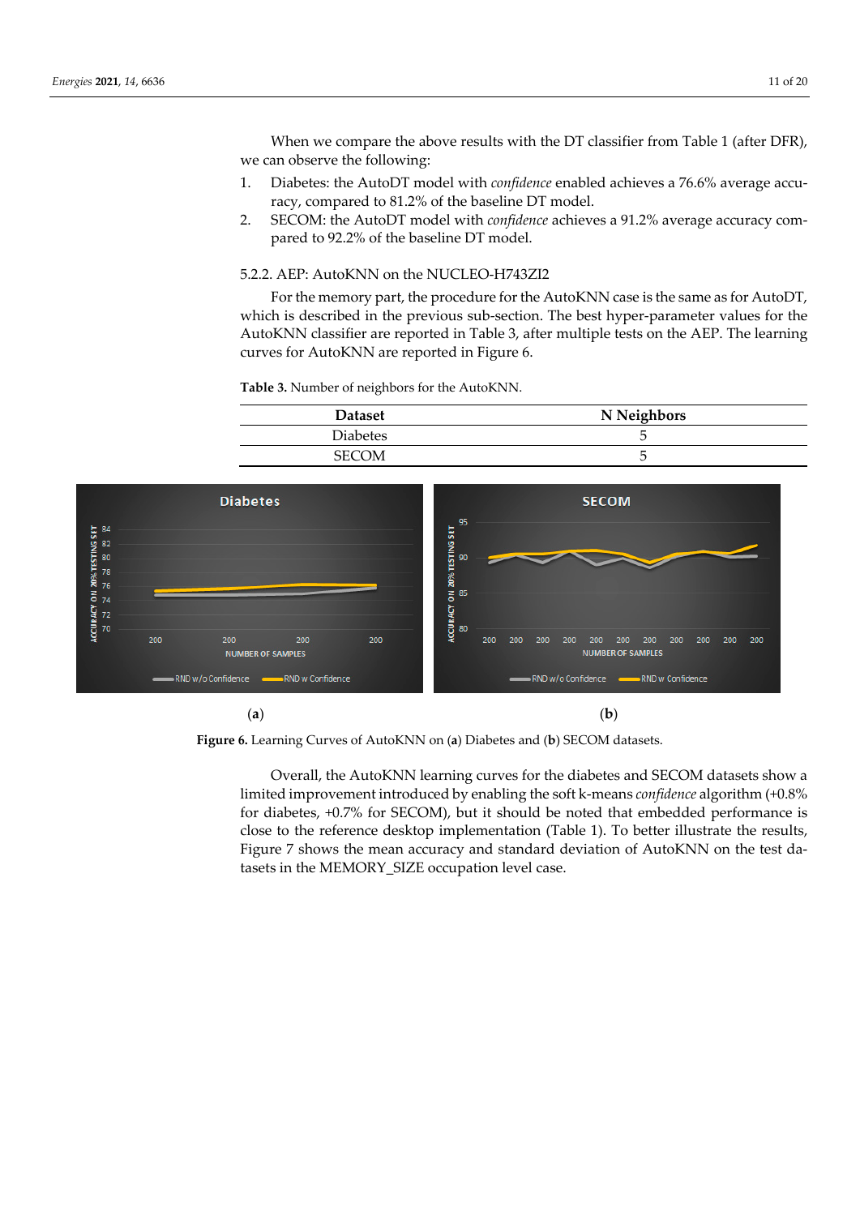When we compare the above results with the DT classifier from Table 1 (after DFR), we can observe the following:

1. Diabetes: the AutoDT model with *confidence* enabled achieves a 76.6% average accuracy, compared to 81.2% of the baseline DT model.
2. SECOM: the AutoDT model with *confidence* achieves a 91.2% average accuracy compared to 92.2% of the baseline DT model.

### 5.2.2. AEP: AutoKNN on the NUCLEO-H743ZI2

For the memory part, the procedure for the AutoKNN case is the same as for AutoDT, which is described in the previous sub-section. The best hyper-parameter values for the AutoKNN classifier are reported in Table 3, after multiple tests on the AEP. The learning curves for AutoKNN are reported in Figure 6.

**Table 3.** Number of neighbors for the AutoKNN.

| Dataset | N Neighbors |
|---|---|
| Diabetes | 5 |
| SECOM | 5 |

(a) (b)

**Figure 6.** Learning Curves of AutoKNN on (**a**) Diabetes and (**b**) SECOM datasets.

Overall, the AutoKNN learning curves for the diabetes and SECOM datasets show a limited improvement introduced by enabling the soft k-means *confidence* algorithm (+0.8% for diabetes, +0.7% for SECOM), but it should be noted that embedded performance is close to the reference desktop implementation (Table 1). To better illustrate the results, Figure 7 shows the mean accuracy and standard deviation of AutoKNN on the test datasets in the MEMORY_SIZE occupation level case.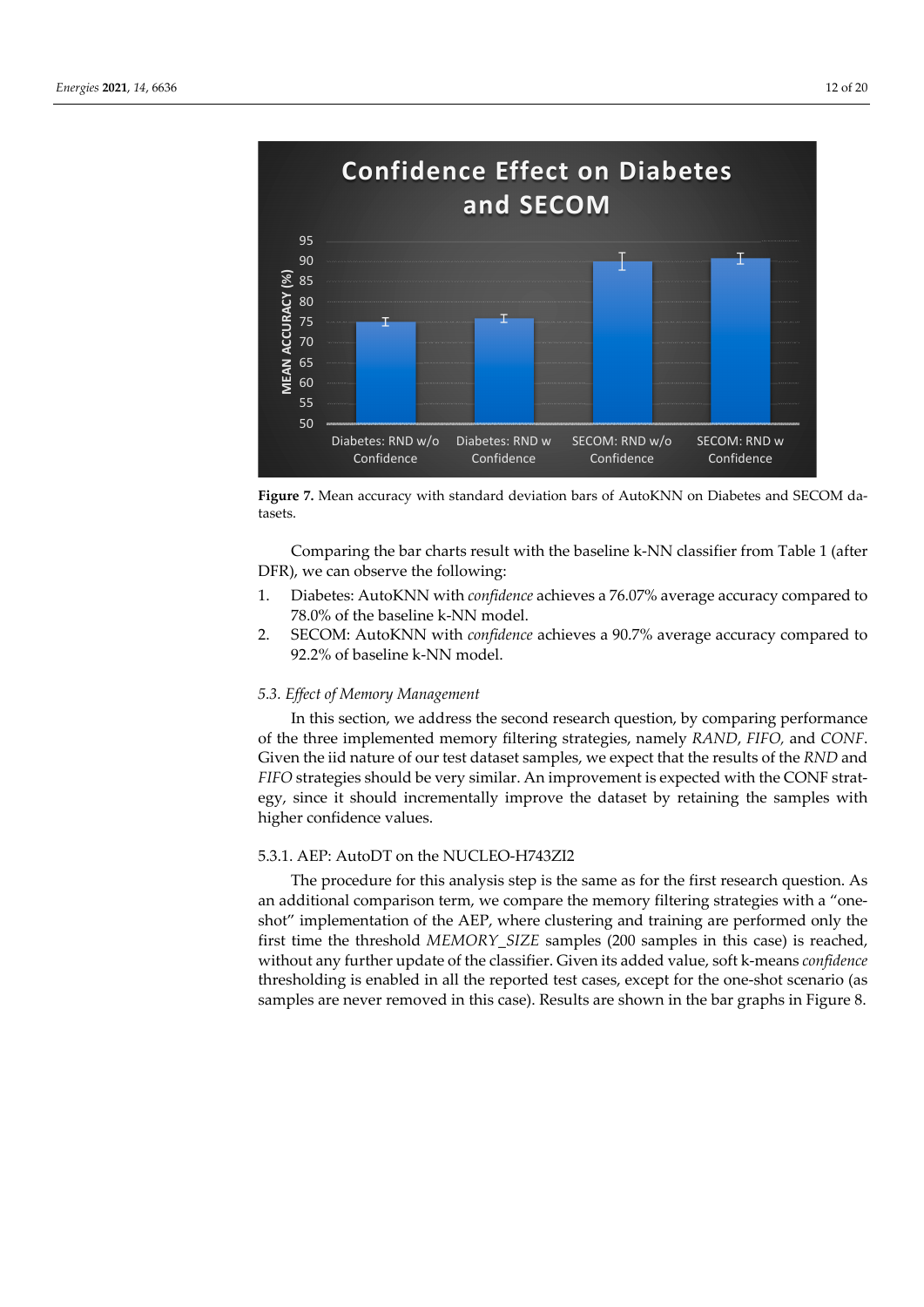**Figure 7.** Mean accuracy with standard deviation bars of AutoKNN on Diabetes and SECOM datasets.

Comparing the bar charts result with the baseline k-NN classifier from Table 1 (after DFR), we can observe the following:

1. Diabetes: AutoKNN with *confidence* achieves a 76.07% average accuracy compared to 78.0% of the baseline k-NN model.
2. SECOM: AutoKNN with *confidence* achieves a 90.7% average accuracy compared to 92.2% of baseline k-NN model.

### *5.3. Effect of Memory Management*

In this section, we address the second research question, by comparing performance of the three implemented memory filtering strategies, namely *RAND*, *FIFO*, and *CONF*. Given the iid nature of our test dataset samples, we expect that the results of the *RND* and *FIFO* strategies should be very similar. An improvement is expected with the CONF strategy, since it should incrementally improve the dataset by retaining the samples with higher confidence values.

#### 5.3.1. AEP: AutoDT on the NUCLEO-H743ZI2

The procedure for this analysis step is the same as for the first research question. As an additional comparison term, we compare the memory filtering strategies with a "one-shot" implementation of the AEP, where clustering and training are performed only the first time the threshold *MEMORY_SIZE* samples (200 samples in this case) is reached, without any further update of the classifier. Given its added value, soft k-means *confidence* thresholding is enabled in all the reported test cases, except for the one-shot scenario (as samples are never removed in this case). Results are shown in the bar graphs in Figure 8.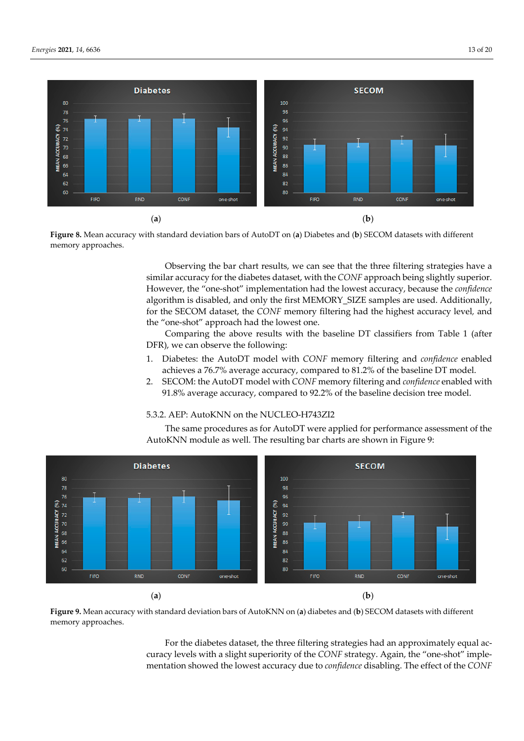(**a**) (**b**)

**Figure 8.** Mean accuracy with standard deviation bars of AutoDT on (**a**) Diabetes and (**b**) SECOM datasets with different memory approaches.

Observing the bar chart results, we can see that the three filtering strategies have a similar accuracy for the diabetes dataset, with the *CONF* approach being slightly superior. However, the "one-shot" implementation had the lowest accuracy, because the *confidence* algorithm is disabled, and only the first MEMORY_SIZE samples are used. Additionally, for the SECOM dataset, the *CONF* memory filtering had the highest accuracy level, and the "one-shot" approach had the lowest one.

Comparing the above results with the baseline DT classifiers from Table 1 (after DFR), we can observe the following:

1. Diabetes: the AutoDT model with *CONF* memory filtering and *confidence* enabled achieves a 76.7% average accuracy, compared to 81.2% of the baseline DT model.
2. SECOM: the AutoDT model with *CONF* memory filtering and *confidence* enabled with 91.8% average accuracy, compared to 92.2% of the baseline decision tree model.

#### 5.3.2. AEP: AutoKNN on the NUCLEO-H743ZI2

The same procedures as for AutoDT were applied for performance assessment of the AutoKNN module as well. The resulting bar charts are shown in Figure 9:

(**a**) (**b**)

**Figure 9.** Mean accuracy with standard deviation bars of AutoKNN on (**a**) diabetes and (**b**) SECOM datasets with different memory approaches.

For the diabetes dataset, the three filtering strategies had an approximately equal accuracy levels with a slight superiority of the *CONF* strategy. Again, the "one-shot" implementation showed the lowest accuracy due to *confidence* disabling. The effect of the *CONF*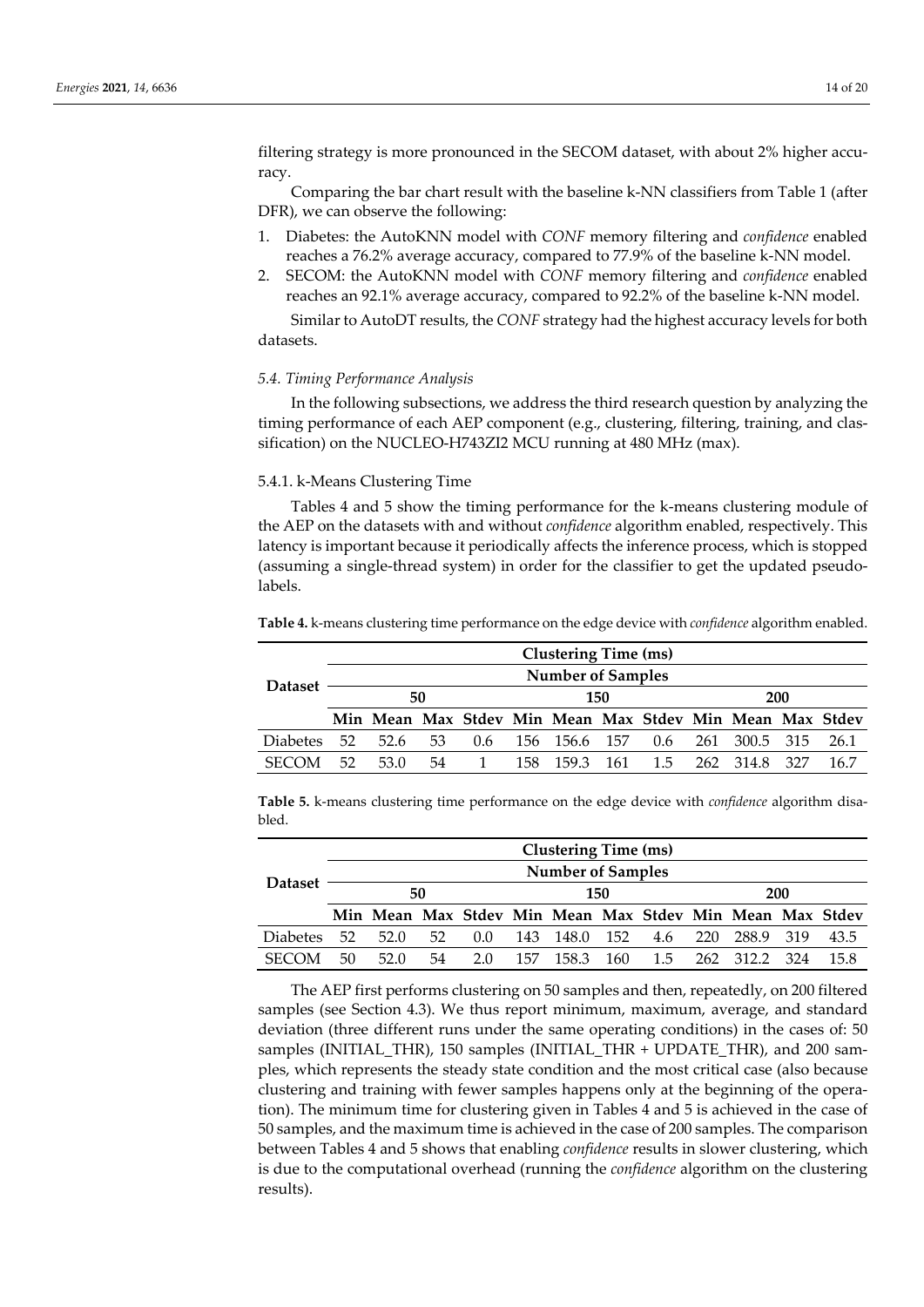filtering strategy is more pronounced in the SECOM dataset, with about 2% higher accuracy.

Comparing the bar chart result with the baseline k-NN classifiers from Table 1 (after DFR), we can observe the following:

1. Diabetes: the AutoKNN model with *CONF* memory filtering and *confidence* enabled reaches a 76.2% average accuracy, compared to 77.9% of the baseline k-NN model.
2. SECOM: the AutoKNN model with *CONF* memory filtering and *confidence* enabled reaches an 92.1% average accuracy, compared to 92.2% of the baseline k-NN model.

Similar to AutoDT results, the *CONF* strategy had the highest accuracy levels for both datasets.

### 5.4. Timing Performance Analysis

In the following subsections, we address the third research question by analyzing the timing performance of each AEP component (e.g., clustering, filtering, training, and classification) on the NUCLEO-H743ZI2 MCU running at 480 MHz (max).

#### 5.4.1. k-Means Clustering Time

Tables 4 and 5 show the timing performance for the k-means clustering module of the AEP on the datasets with and without *confidence* algorithm enabled, respectively. This latency is important because it periodically affects the inference process, which is stopped (assuming a single-thread system) in order for the classifier to get the updated pseudo-labels.

**Table 4.** k-means clustering time performance on the edge device with *confidence* algorithm enabled.

| Dataset | Clustering Time (ms) | | | | | | | | | | | |
|---|---|---|---|---|---|---|---|---|---|---|---|---|
| | Number of Samples | | | | | | | | | | | |
| | 50 | | | | 150 | | | | 200 | | | |
| | Min | Mean | Max | Stdev | Min | Mean | Max | Stdev | Min | Mean | Max | Stdev |
| Diabetes | 52 | 52.6 | 53 | 0.6 | 156 | 156.6 | 157 | 0.6 | 261 | 300.5 | 315 | 26.1 |
| SECOM | 52 | 53.0 | 54 | 1 | 158 | 159.3 | 161 | 1.5 | 262 | 314.8 | 327 | 16.7 |

**Table 5.** k-means clustering time performance on the edge device with *confidence* algorithm disabled.

| Dataset | Clustering Time (ms) | | | | | | | | | | | |
|---|---|---|---|---|---|---|---|---|---|---|---|---|
| | Number of Samples | | | | | | | | | | | |
| | 50 | | | | 150 | | | | 200 | | | |
| | Min | Mean | Max | Stdev | Min | Mean | Max | Stdev | Min | Mean | Max | Stdev |
| Diabetes | 52 | 52.0 | 52 | 0.0 | 143 | 148.0 | 152 | 4.6 | 220 | 288.9 | 319 | 43.5 |
| SECOM | 50 | 52.0 | 54 | 2.0 | 157 | 158.3 | 160 | 1.5 | 262 | 312.2 | 324 | 15.8 |

The AEP first performs clustering on 50 samples and then, repeatedly, on 200 filtered samples (see Section 4.3). We thus report minimum, maximum, average, and standard deviation (three different runs under the same operating conditions) in the cases of: 50 samples (INITIAL_THR), 150 samples (INITIAL_THR + UPDATE_THR), and 200 samples, which represents the steady state condition and the most critical case (also because clustering and training with fewer samples happens only at the beginning of the operation). The minimum time for clustering given in Tables 4 and 5 is achieved in the case of 50 samples, and the maximum time is achieved in the case of 200 samples. The comparison between Tables 4 and 5 shows that enabling *confidence* results in slower clustering, which is due to the computational overhead (running the *confidence* algorithm on the clustering results).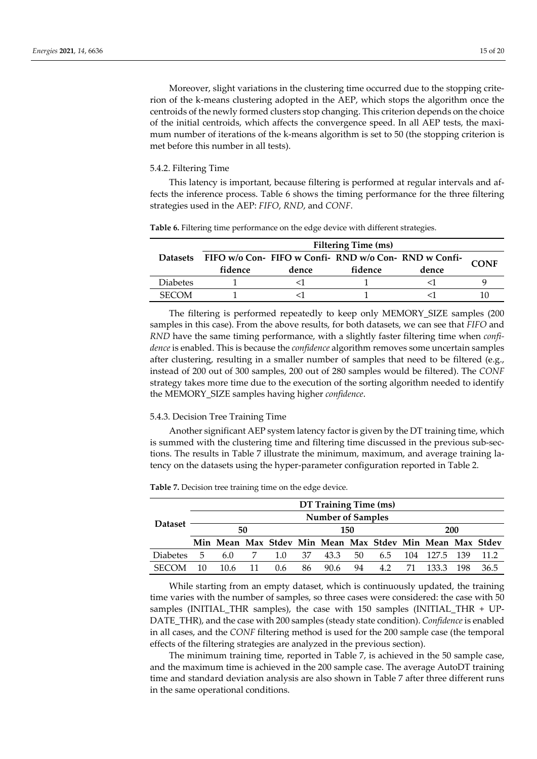Moreover, slight variations in the clustering time occurred due to the stopping criterion of the k-means clustering adopted in the AEP, which stops the algorithm once the centroids of the newly formed clusters stop changing. This criterion depends on the choice of the initial centroids, which affects the convergence speed. In all AEP tests, the maximum number of iterations of the k-means algorithm is set to 50 (the stopping criterion is met before this number in all tests).

### 5.4.2. Filtering Time

This latency is important, because filtering is performed at regular intervals and affects the inference process. Table 6 shows the timing performance for the three filtering strategies used in the AEP: *FIFO*, *RND*, and *CONF*.

**Table 6.** Filtering time performance on the edge device with different strategies.

| Datasets | Filtering Time (ms) | | | | |
|---|---|---|---|---|---|
| | FIFO w/o Confidence | FIFO w Confidence | RND w/o Confidence | RND w Confidence | CONF |
| Diabetes | 1 | <1 | 1 | <1 | 9 |
| SECOM | 1 | <1 | 1 | <1 | 10 |

The filtering is performed repeatedly to keep only MEMORY_SIZE samples (200 samples in this case). From the above results, for both datasets, we can see that *FIFO* and *RND* have the same timing performance, with a slightly faster filtering time when *confidence* is enabled. This is because the *confidence* algorithm removes some uncertain samples after clustering, resulting in a smaller number of samples that need to be filtered (e.g., instead of 200 out of 300 samples, 200 out of 280 samples would be filtered). The *CONF* strategy takes more time due to the execution of the sorting algorithm needed to identify the MEMORY_SIZE samples having higher *confidence*.

### 5.4.3. Decision Tree Training Time

Another significant AEP system latency factor is given by the DT training time, which is summed with the clustering time and filtering time discussed in the previous sub-sections. The results in Table 7 illustrate the minimum, maximum, and average training latency on the datasets using the hyper-parameter configuration reported in Table 2.

**Table 7.** Decision tree training time on the edge device.

| Dataset | DT Training Time (ms) | | | | | | | | | | | |
|---|---|---|---|---|---|---|---|---|---|---|---|---|
| | Number of Samples | | | | | | | | | | | |
| | 50 | | | | 150 | | | | 200 | | | |
| | Min | Mean | Max | Stdev | Min | Mean | Max | Stdev | Min | Mean | Max | Stdev |
| Diabetes | 5 | 6.0 | 7 | 1.0 | 37 | 43.3 | 50 | 6.5 | 104 | 127.5 | 139 | 11.2 |
| SECOM | 10 | 10.6 | 11 | 0.6 | 86 | 90.6 | 94 | 4.2 | 71 | 133.3 | 198 | 36.5 |

While starting from an empty dataset, which is continuously updated, the training time varies with the number of samples, so three cases were considered: the case with 50 samples (INITIAL_THR samples), the case with 150 samples (INITIAL_THR + UPDATE_THR), and the case with 200 samples (steady state condition). *Confidence* is enabled in all cases, and the *CONF* filtering method is used for the 200 sample case (the temporal effects of the filtering strategies are analyzed in the previous section).

The minimum training time, reported in Table 7, is achieved in the 50 sample case, and the maximum time is achieved in the 200 sample case. The average AutoDT training time and standard deviation analysis are also shown in Table 7 after three different runs in the same operational conditions.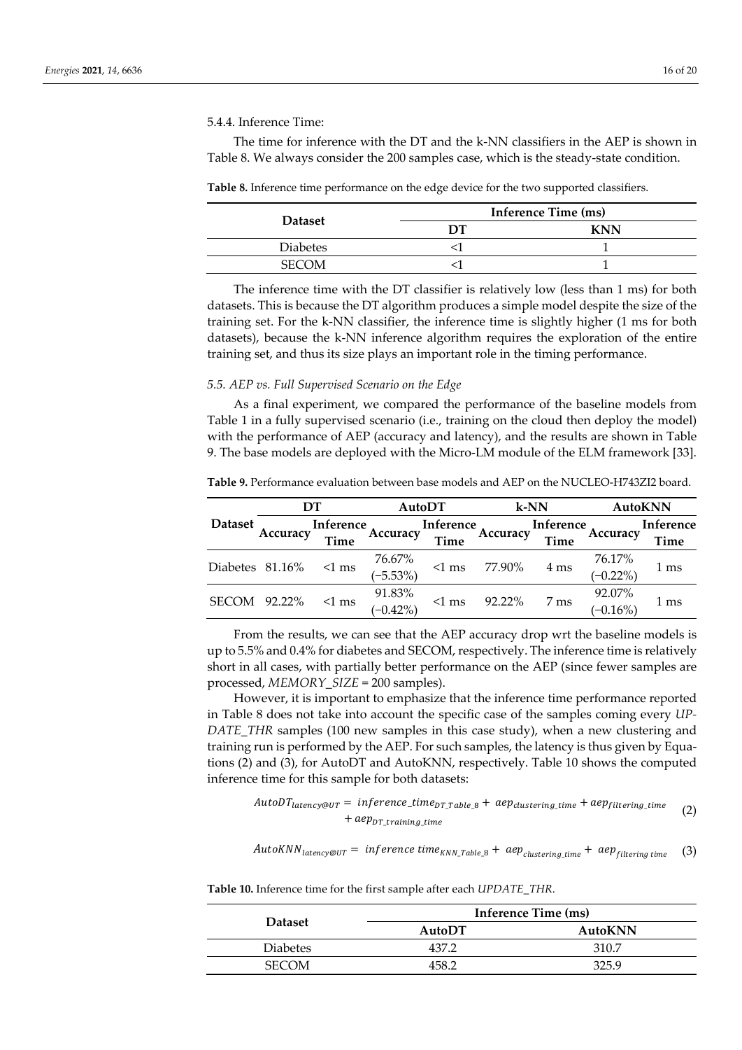#### 5.4.4. Inference Time:

The time for inference with the DT and the k-NN classifiers in the AEP is shown in Table 8. We always consider the 200 samples case, which is the steady-state condition.

**Table 8.** Inference time performance on the edge device for the two supported classifiers.

| Dataset | Inference Time (ms) | |
|---|---|---|
| | **DT** | **KNN** |
| Diabetes | <1 | 1 |
| SECOM | <1 | 1 |

The inference time with the DT classifier is relatively low (less than 1 ms) for both datasets. This is because the DT algorithm produces a simple model despite the size of the training set. For the k-NN classifier, the inference time is slightly higher (1 ms for both datasets), because the k-NN inference algorithm requires the exploration of the entire training set, and thus its size plays an important role in the timing performance.

### *5.5. AEP vs. Full Supervised Scenario on the Edge*

As a final experiment, we compared the performance of the baseline models from Table 1 in a fully supervised scenario (i.e., training on the cloud then deploy the model) with the performance of AEP (accuracy and latency), and the results are shown in Table 9. The base models are deployed with the Micro-LM module of the ELM framework [33].

**Table 9.** Performance evaluation between base models and AEP on the NUCLEO-H743ZI2 board.

| Dataset | DT | | AutoDT | | k-NN | | AutoKNN | |
|---|---|---|---|---|---|---|---|---|
| | **Accuracy** | **Inference Time** | **Accuracy** | **Inference Time** | **Accuracy** | **Inference Time** | **Accuracy** | **Inference Time** |
| Diabetes | 81.16% | <1 ms | 76.67% (−5.53%) | <1 ms | 77.90% | 4 ms | 76.17% (−0.22%) | 1 ms |
| SECOM | 92.22% | <1 ms | 91.83% (−0.42%) | <1 ms | 92.22% | 7 ms | 92.07% (−0.16%) | 1 ms |

From the results, we can see that the AEP accuracy drop wrt the baseline models is up to 5.5% and 0.4% for diabetes and SECOM, respectively. The inference time is relatively short in all cases, with partially better performance on the AEP (since fewer samples are processed, *MEMORY_SIZE* = 200 samples).

However, it is important to emphasize that the inference time performance reported in Table 8 does not take into account the specific case of the samples coming every *UPDATE_THR* samples (100 new samples in this case study), when a new clustering and training run is performed by the AEP. For such samples, the latency is thus given by Equations (2) and (3), for AutoDT and AutoKNN, respectively. Table 10 shows the computed inference time for this sample for both datasets:

$$AutoDT_{latency@UT} = inference\_time_{DT\_Table\_8} + aep_{clustering\_time} + aep_{filtering\_time} + aep_{DT\_training\_time} \quad (2)$$

$$AutoKNN_{latency@UT} = inference\ time_{KNN\_Table\_8} + aep_{clustering\_time} + aep_{filtering\ time} \quad (3)$$

**Table 10.** Inference time for the first sample after each *UPDATE_THR*.

| Dataset | Inference Time (ms) | |
|---|---|---|
| | **AutoDT** | **AutoKNN** |
| Diabetes | 437.2 | 310.7 |
| SECOM | 458.2 | 325.9 |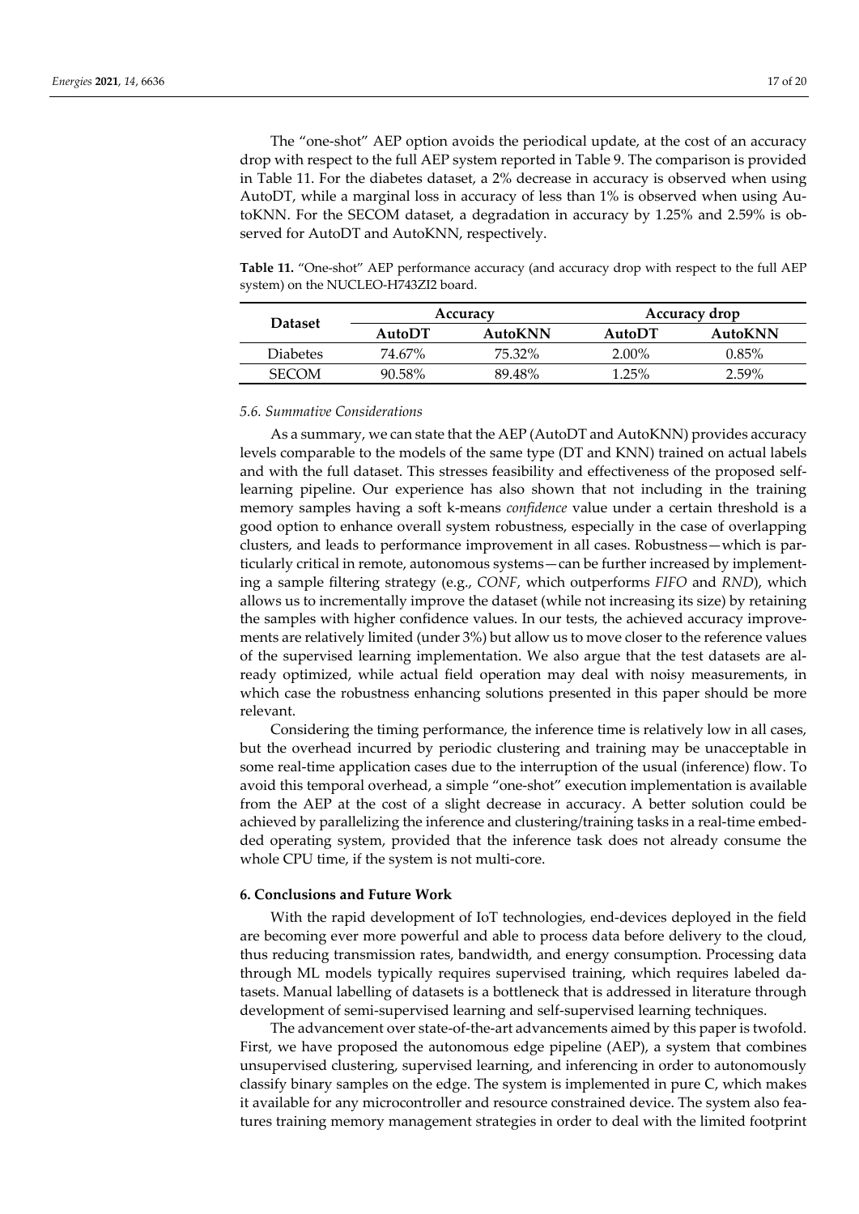The "one-shot" AEP option avoids the periodical update, at the cost of an accuracy drop with respect to the full AEP system reported in Table 9. The comparison is provided in Table 11. For the diabetes dataset, a 2% decrease in accuracy is observed when using AutoDT, while a marginal loss in accuracy of less than 1% is observed when using AutoKNN. For the SECOM dataset, a degradation in accuracy by 1.25% and 2.59% is observed for AutoDT and AutoKNN, respectively.

**Table 11.** "One-shot" AEP performance accuracy (and accuracy drop with respect to the full AEP system) on the NUCLEO-H743ZI2 board.

| Dataset | Accuracy | | Accuracy drop | |
|---|---|---|---|---|
| | **AutoDT** | **AutoKNN** | **AutoDT** | **AutoKNN** |
| Diabetes | 74.67% | 75.32% | 2.00% | 0.85% |
| SECOM | 90.58% | 89.48% | 1.25% | 2.59% |

### *5.6. Summative Considerations*

As a summary, we can state that the AEP (AutoDT and AutoKNN) provides accuracy levels comparable to the models of the same type (DT and KNN) trained on actual labels and with the full dataset. This stresses feasibility and effectiveness of the proposed self-learning pipeline. Our experience has also shown that not including in the training memory samples having a soft k-means *confidence* value under a certain threshold is a good option to enhance overall system robustness, especially in the case of overlapping clusters, and leads to performance improvement in all cases. Robustness—which is particularly critical in remote, autonomous systems—can be further increased by implementing a sample filtering strategy (e.g., *CONF*, which outperforms *FIFO* and *RND*), which allows us to incrementally improve the dataset (while not increasing its size) by retaining the samples with higher confidence values. In our tests, the achieved accuracy improvements are relatively limited (under 3%) but allow us to move closer to the reference values of the supervised learning implementation. We also argue that the test datasets are already optimized, while actual field operation may deal with noisy measurements, in which case the robustness enhancing solutions presented in this paper should be more relevant.

Considering the timing performance, the inference time is relatively low in all cases, but the overhead incurred by periodic clustering and training may be unacceptable in some real-time application cases due to the interruption of the usual (inference) flow. To avoid this temporal overhead, a simple "one-shot" execution implementation is available from the AEP at the cost of a slight decrease in accuracy. A better solution could be achieved by parallelizing the inference and clustering/training tasks in a real-time embedded operating system, provided that the inference task does not already consume the whole CPU time, if the system is not multi-core.

## **6. Conclusions and Future Work**

With the rapid development of IoT technologies, end-devices deployed in the field are becoming ever more powerful and able to process data before delivery to the cloud, thus reducing transmission rates, bandwidth, and energy consumption. Processing data through ML models typically requires supervised training, which requires labeled datasets. Manual labelling of datasets is a bottleneck that is addressed in literature through development of semi-supervised learning and self-supervised learning techniques.

The advancement over state-of-the-art advancements aimed by this paper is twofold. First, we have proposed the autonomous edge pipeline (AEP), a system that combines unsupervised clustering, supervised learning, and inferencing in order to autonomously classify binary samples on the edge. The system is implemented in pure C, which makes it available for any microcontroller and resource constrained device. The system also features training memory management strategies in order to deal with the limited footprint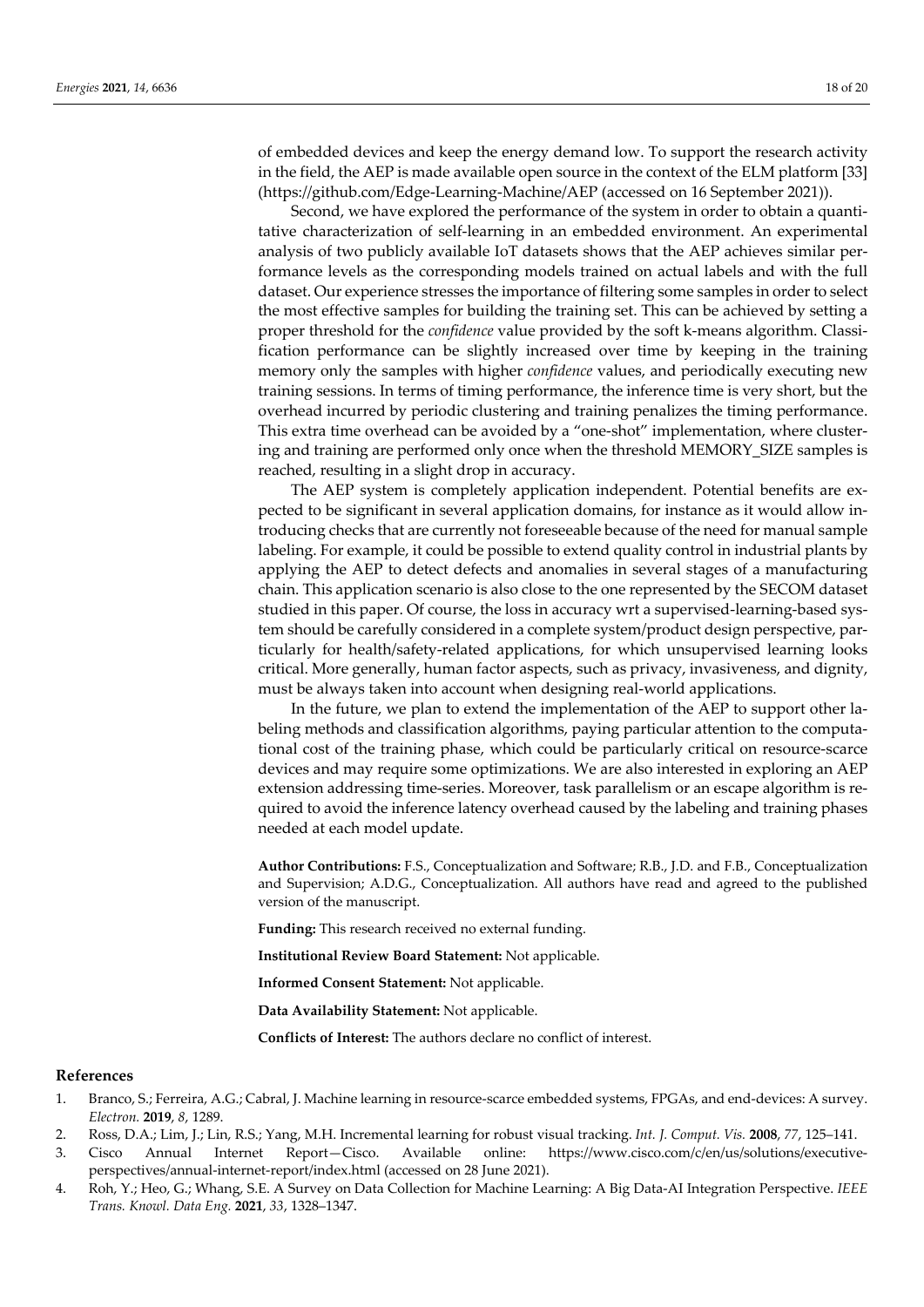of embedded devices and keep the energy demand low. To support the research activity in the field, the AEP is made available open source in the context of the ELM platform [33] (https://github.com/Edge-Learning-Machine/AEP (accessed on 16 September 2021)).

Second, we have explored the performance of the system in order to obtain a quantitative characterization of self-learning in an embedded environment. An experimental analysis of two publicly available IoT datasets shows that the AEP achieves similar performance levels as the corresponding models trained on actual labels and with the full dataset. Our experience stresses the importance of filtering some samples in order to select the most effective samples for building the training set. This can be achieved by setting a proper threshold for the *confidence* value provided by the soft k-means algorithm. Classification performance can be slightly increased over time by keeping in the training memory only the samples with higher *confidence* values, and periodically executing new training sessions. In terms of timing performance, the inference time is very short, but the overhead incurred by periodic clustering and training penalizes the timing performance. This extra time overhead can be avoided by a "one-shot" implementation, where clustering and training are performed only once when the threshold MEMORY_SIZE samples is reached, resulting in a slight drop in accuracy.

The AEP system is completely application independent. Potential benefits are expected to be significant in several application domains, for instance as it would allow introducing checks that are currently not foreseeable because of the need for manual sample labeling. For example, it could be possible to extend quality control in industrial plants by applying the AEP to detect defects and anomalies in several stages of a manufacturing chain. This application scenario is also close to the one represented by the SECOM dataset studied in this paper. Of course, the loss in accuracy wrt a supervised-learning-based system should be carefully considered in a complete system/product design perspective, particularly for health/safety-related applications, for which unsupervised learning looks critical. More generally, human factor aspects, such as privacy, invasiveness, and dignity, must be always taken into account when designing real-world applications.

In the future, we plan to extend the implementation of the AEP to support other labeling methods and classification algorithms, paying particular attention to the computational cost of the training phase, which could be particularly critical on resource-scarce devices and may require some optimizations. We are also interested in exploring an AEP extension addressing time-series. Moreover, task parallelism or an escape algorithm is required to avoid the inference latency overhead caused by the labeling and training phases needed at each model update.

**Author Contributions:** F.S., Conceptualization and Software; R.B., J.D. and F.B., Conceptualization and Supervision; A.D.G., Conceptualization. All authors have read and agreed to the published version of the manuscript.

**Funding:** This research received no external funding.

**Institutional Review Board Statement:** Not applicable.

**Informed Consent Statement:** Not applicable.

**Data Availability Statement:** Not applicable.

**Conflicts of Interest:** The authors declare no conflict of interest.

## References

1. Branco, S.; Ferreira, A.G.; Cabral, J. Machine learning in resource-scarce embedded systems, FPGAs, and end-devices: A survey. *Electron.* **2019**, *8*, 1289.
2. Ross, D.A.; Lim, J.; Lin, R.S.; Yang, M.H. Incremental learning for robust visual tracking. *Int. J. Comput. Vis.* **2008**, *77*, 125–141.
3. Cisco Annual Internet Report—Cisco. Available online: https://www.cisco.com/c/en/us/solutions/executive-perspectives/annual-internet-report/index.html (accessed on 28 June 2021).
4. Roh, Y.; Heo, G.; Whang, S.E. A Survey on Data Collection for Machine Learning: A Big Data-AI Integration Perspective. *IEEE Trans. Knowl. Data Eng.* **2021**, *33*, 1328–1347.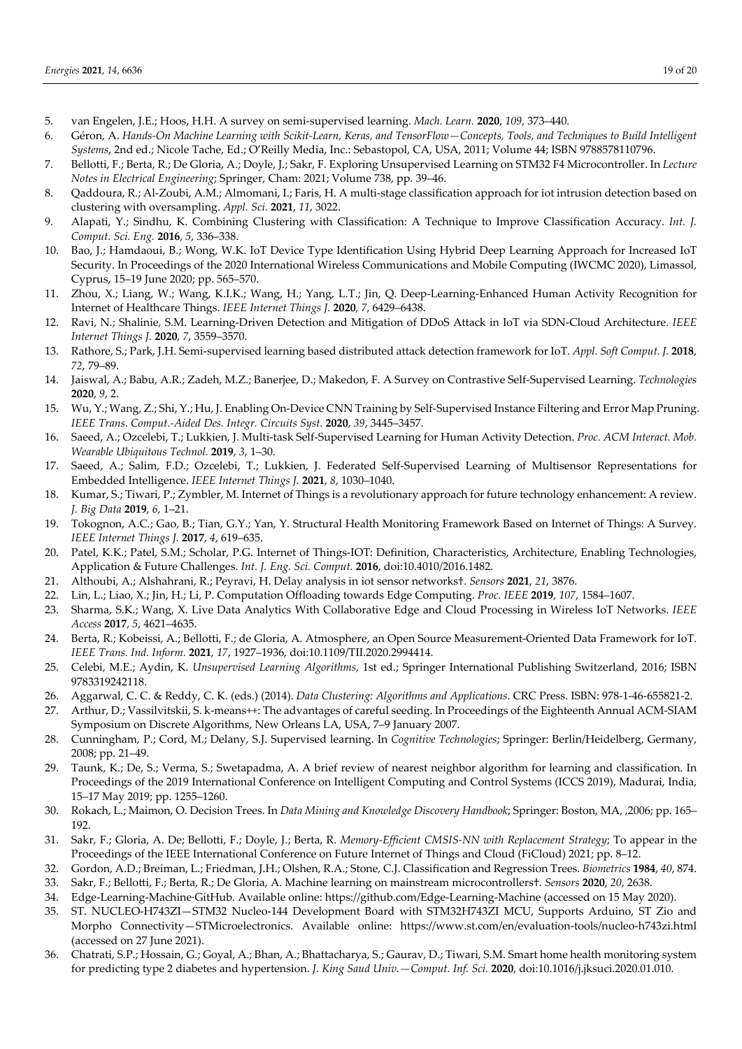5. van Engelen, J.E.; Hoos, H.H. A survey on semi-supervised learning. *Mach. Learn.* **2020**, *109*, 373–440.
6. Géron, A. *Hands-On Machine Learning with Scikit-Learn, Keras, and TensorFlow—Concepts, Tools, and Techniques to Build Intelligent Systems*, 2nd ed.; Nicole Tache, Ed.; O'Reilly Media, Inc.: Sebastopol, CA, USA, 2011; Volume 44; ISBN 9788578110796.
7. Bellotti, F.; Berta, R.; De Gloria, A.; Doyle, J.; Sakr, F. Exploring Unsupervised Learning on STM32 F4 Microcontroller. In *Lecture Notes in Electrical Engineering*; Springer, Cham: 2021; Volume 738, pp. 39–46.
8. Qaddoura, R.; Al-Zoubi, A.M.; Almomani, I.; Faris, H. A multi-stage classification approach for iot intrusion detection based on clustering with oversampling. *Appl. Sci.* **2021**, *11*, 3022.
9. Alapati, Y.; Sindhu, K. Combining Clustering with Classification: A Technique to Improve Classification Accuracy. *Int. J. Comput. Sci. Eng.* **2016**, *5*, 336–338.
10. Bao, J.; Hamdaoui, B.; Wong, W.K. IoT Device Type Identification Using Hybrid Deep Learning Approach for Increased IoT Security. In Proceedings of the 2020 International Wireless Communications and Mobile Computing (IWCMC 2020), Limassol, Cyprus, 15–19 June 2020; pp. 565–570.
11. Zhou, X.; Liang, W.; Wang, K.I.K.; Wang, H.; Yang, L.T.; Jin, Q. Deep-Learning-Enhanced Human Activity Recognition for Internet of Healthcare Things. *IEEE Internet Things J.* **2020**, *7*, 6429–6438.
12. Ravi, N.; Shalinie, S.M. Learning-Driven Detection and Mitigation of DDoS Attack in IoT via SDN-Cloud Architecture. *IEEE Internet Things J.* **2020**, *7*, 3559–3570.
13. Rathore, S.; Park, J.H. Semi-supervised learning based distributed attack detection framework for IoT. *Appl. Soft Comput. J.* **2018**, *72*, 79–89.
14. Jaiswal, A.; Babu, A.R.; Zadeh, M.Z.; Banerjee, D.; Makedon, F. A Survey on Contrastive Self-Supervised Learning. *Technologies* **2020**, *9*, 2.
15. Wu, Y.; Wang, Z.; Shi, Y.; Hu, J. Enabling On-Device CNN Training by Self-Supervised Instance Filtering and Error Map Pruning. *IEEE Trans. Comput.-Aided Des. Integr. Circuits Syst.* **2020**, *39*, 3445–3457.
16. Saeed, A.; Ozcelebi, T.; Lukkien, J. Multi-task Self-Supervised Learning for Human Activity Detection. *Proc. ACM Interact. Mob. Wearable Ubiquitous Technol.* **2019**, *3*, 1–30.
17. Saeed, A.; Salim, F.D.; Ozcelebi, T.; Lukkien, J. Federated Self-Supervised Learning of Multisensor Representations for Embedded Intelligence. *IEEE Internet Things J.* **2021**, *8*, 1030–1040.
18. Kumar, S.; Tiwari, P.; Zymbler, M. Internet of Things is a revolutionary approach for future technology enhancement: A review. *J. Big Data* **2019**, *6*, 1–21.
19. Tokognon, A.C.; Gao, B.; Tian, G.Y.; Yan, Y. Structural Health Monitoring Framework Based on Internet of Things: A Survey. *IEEE Internet Things J.* **2017**, *4*, 619–635.
20. Patel, K.K.; Patel, S.M.; Scholar, P.G. Internet of Things-IOT: Definition, Characteristics, Architecture, Enabling Technologies, Application & Future Challenges. *Int. J. Eng. Sci. Comput.* **2016**, doi:10.4010/2016.1482.
21. Althoubi, A.; Alshahrani, R.; Peyravi, H. Delay analysis in iot sensor networks†. *Sensors* **2021**, *21*, 3876.
22. Lin, L.; Liao, X.; Jin, H.; Li, P. Computation Offloading towards Edge Computing. *Proc. IEEE* **2019**, *107*, 1584–1607.
23. Sharma, S.K.; Wang, X. Live Data Analytics With Collaborative Edge and Cloud Processing in Wireless IoT Networks. *IEEE Access* **2017**, *5*, 4621–4635.
24. Berta, R.; Kobeissi, A.; Bellotti, F.; de Gloria, A. Atmosphere, an Open Source Measurement-Oriented Data Framework for IoT. *IEEE Trans. Ind. Inform.* **2021**, *17*, 1927–1936, doi:10.1109/TII.2020.2994414.
25. Celebi, M.E.; Aydin, K. *Unsupervised Learning Algorithms*, 1st ed.; Springer International Publishing Switzerland, 2016; ISBN 9783319242118.
26. Aggarwal, C. C. & Reddy, C. K. (eds.) (2014). *Data Clustering: Algorithms and Applications*. CRC Press. ISBN: 978-1-46-655821-2.
27. Arthur, D.; Vassilvitskii, S. k-means++: The advantages of careful seeding. In Proceedings of the Eighteenth Annual ACM-SIAM Symposium on Discrete Algorithms, New Orleans LA, USA, 7–9 January 2007.
28. Cunningham, P.; Cord, M.; Delany, S.J. Supervised learning. In *Cognitive Technologies*; Springer: Berlin/Heidelberg, Germany, 2008; pp. 21–49.
29. Taunk, K.; De, S.; Verma, S.; Swetapadma, A. A brief review of nearest neighbor algorithm for learning and classification. In Proceedings of the 2019 International Conference on Intelligent Computing and Control Systems (ICCS 2019), Madurai, India, 15–17 May 2019; pp. 1255–1260.
30. Rokach, L.; Maimon, O. Decision Trees. In *Data Mining and Knowledge Discovery Handbook*; Springer: Boston, MA, ,2006; pp. 165–192.
31. Sakr, F.; Gloria, A. De; Bellotti, F.; Doyle, J.; Berta, R. *Memory-Efficient CMSIS-NN with Replacement Strategy*; To appear in the Proceedings of the IEEE International Conference on Future Internet of Things and Cloud (FiCloud) 2021; pp. 8–12.
32. Gordon, A.D.; Breiman, L.; Friedman, J.H.; Olshen, R.A.; Stone, C.J. Classification and Regression Trees. *Biometrics* **1984**, *40*, 874.
33. Sakr, F.; Bellotti, F.; Berta, R.; De Gloria, A. Machine learning on mainstream microcontrollers†. *Sensors* **2020**, *20*, 2638.
34. Edge-Learning-Machine·GitHub. Available online: https://github.com/Edge-Learning-Machine (accessed on 15 May 2020).
35. ST. NUCLEO-H743ZI—STM32 Nucleo-144 Development Board with STM32H743ZI MCU, Supports Arduino, ST Zio and Morpho Connectivity—STMicroelectronics. Available online: https://www.st.com/en/evaluation-tools/nucleo-h743zi.html (accessed on 27 June 2021).
36. Chatrati, S.P.; Hossain, G.; Goyal, A.; Bhan, A.; Bhattacharya, S.; Gaurav, D.; Tiwari, S.M. Smart home health monitoring system for predicting type 2 diabetes and hypertension. *J. King Saud Univ.—Comput. Inf. Sci.* **2020**, doi:10.1016/j.jksuci.2020.01.010.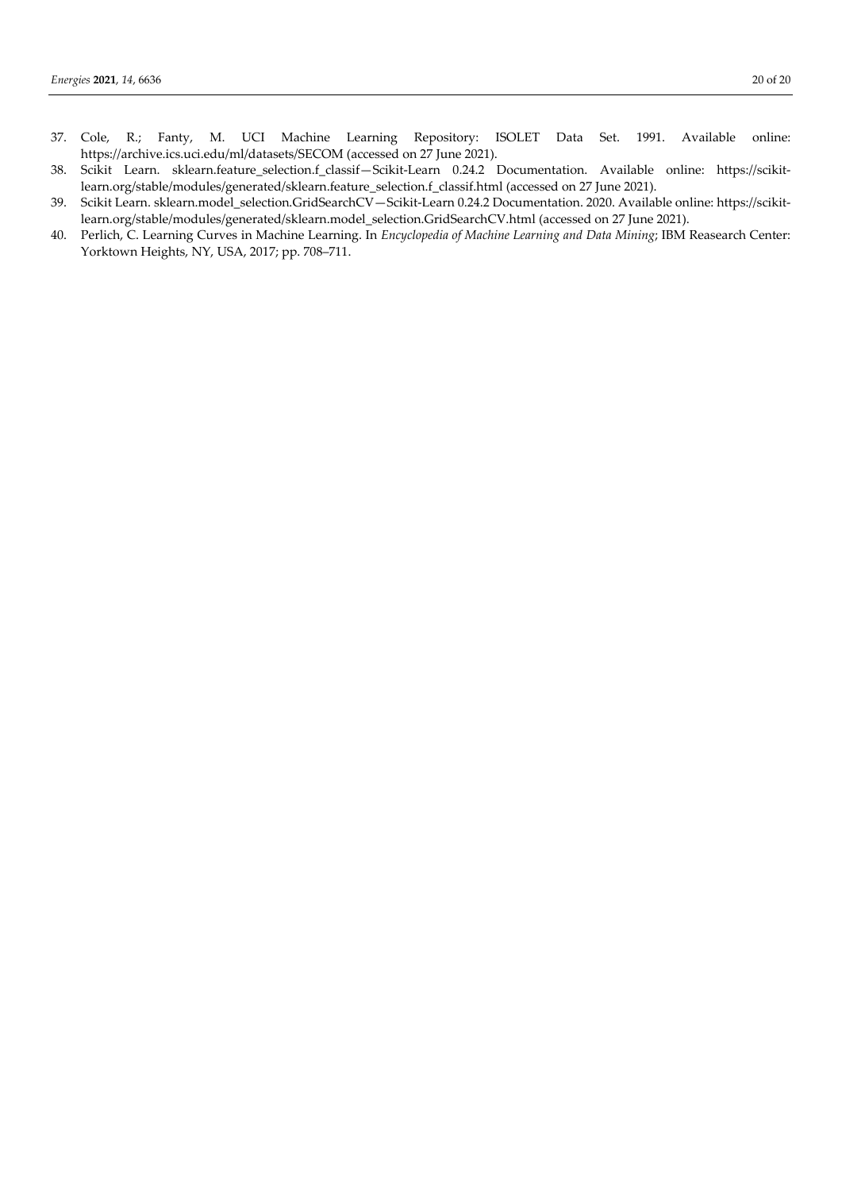37. Cole, R.; Fanty, M. UCI Machine Learning Repository: ISOLET Data Set. 1991. Available online: https://archive.ics.uci.edu/ml/datasets/SECOM (accessed on 27 June 2021).
38. Scikit Learn. sklearn.feature_selection.f_classif—Scikit-Learn 0.24.2 Documentation. Available online: https://scikit-learn.org/stable/modules/generated/sklearn.feature_selection.f_classif.html (accessed on 27 June 2021).
39. Scikit Learn. sklearn.model_selection.GridSearchCV—Scikit-Learn 0.24.2 Documentation. 2020. Available online: https://scikit-learn.org/stable/modules/generated/sklearn.model_selection.GridSearchCV.html (accessed on 27 June 2021).
40. Perlich, C. Learning Curves in Machine Learning. In *Encyclopedia of Machine Learning and Data Mining*; IBM Reasearch Center: Yorktown Heights, NY, USA, 2017; pp. 708–711.